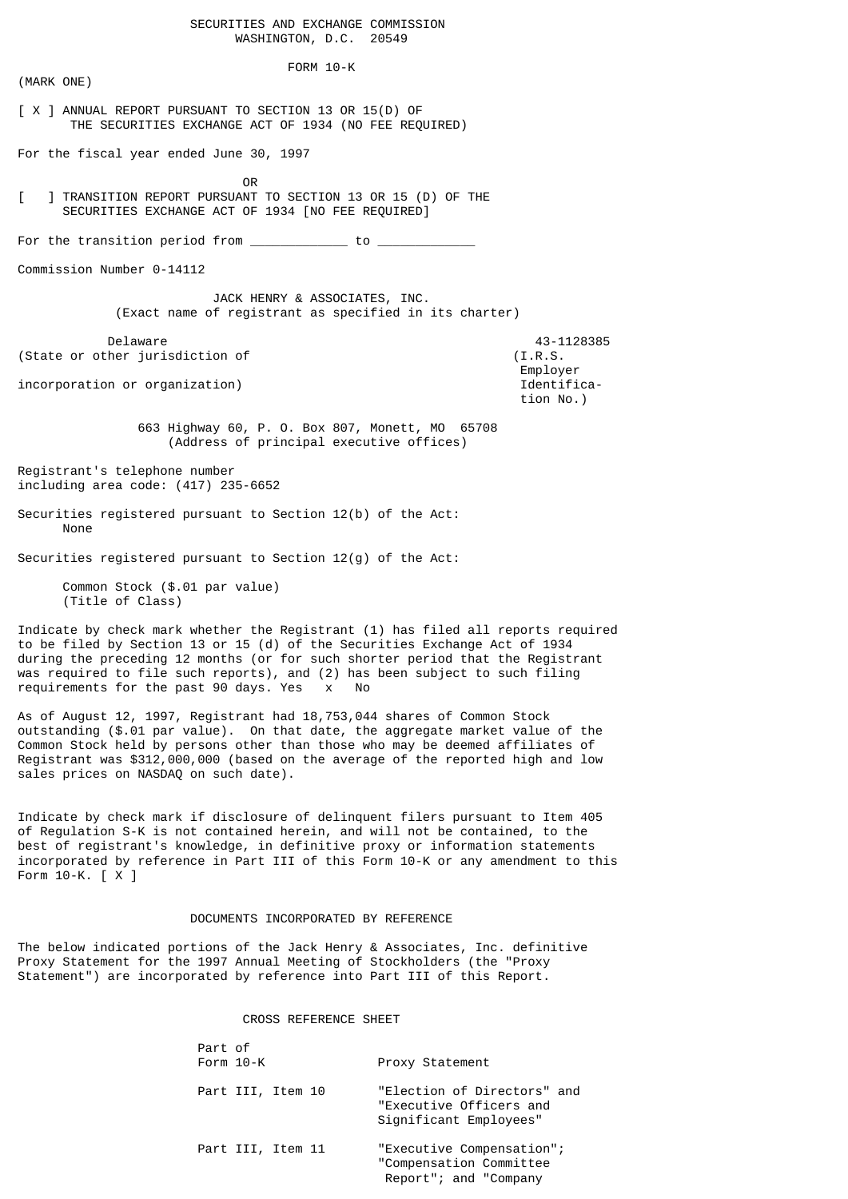SECURITIES AND EXCHANGE COMMISSION
WASHINGTON, D.C. 20549

# FORM 10-K

(MARK ONE)

[ X ] ANNUAL REPORT PURSUANT TO SECTION 13 OR 15(D) OF THE SECURITIES EXCHANGE ACT OF 1934 (NO FEE REQUIRED)

For the fiscal year ended June 30, 1997

OR

[ ] TRANSITION REPORT PURSUANT TO SECTION 13 OR 15 (D) OF THE SECURITIES EXCHANGE ACT OF 1934 [NO FEE REQUIRED]

For the transition period from ____________ to ____________

Commission Number 0-14112

## JACK HENRY & ASSOCIATES, INC.

(Exact name of registrant as specified in its charter)

| Delaware | 43-1128385 |
|---|---|
| (State or other jurisdiction of incorporation or organization) | (I.R.S. Employer Identification No.) |

663 Highway 60, P. O. Box 807, Monett, MO 65708
(Address of principal executive offices)

Registrant's telephone number including area code: (417) 235-6652

Securities registered pursuant to Section 12(b) of the Act:
None

Securities registered pursuant to Section 12(g) of the Act:

Common Stock ($.01 par value)
(Title of Class)

Indicate by check mark whether the Registrant (1) has filed all reports required to be filed by Section 13 or 15 (d) of the Securities Exchange Act of 1934 during the preceding 12 months (or for such shorter period that the Registrant was required to file such reports), and (2) has been subject to such filing requirements for the past 90 days. Yes x No

As of August 12, 1997, Registrant had 18,753,044 shares of Common Stock outstanding ($.01 par value). On that date, the aggregate market value of the Common Stock held by persons other than those who may be deemed affiliates of Registrant was $312,000,000 (based on the average of the reported high and low sales prices on NASDAQ on such date).

Indicate by check mark if disclosure of delinquent filers pursuant to Item 405 of Regulation S-K is not contained herein, and will not be contained, to the best of registrant's knowledge, in definitive proxy or information statements incorporated by reference in Part III of this Form 10-K or any amendment to this Form 10-K. [ X ]

## DOCUMENTS INCORPORATED BY REFERENCE

The below indicated portions of the Jack Henry & Associates, Inc. definitive Proxy Statement for the 1997 Annual Meeting of Stockholders (the "Proxy Statement") are incorporated by reference into Part III of this Report.

## CROSS REFERENCE SHEET

| Part of Form 10-K | Proxy Statement |
|---|---|
| Part III, Item 10 | "Election of Directors" and "Executive Officers and Significant Employees" |
| Part III, Item 11 | "Executive Compensation"; "Compensation Committee Report"; and "Company |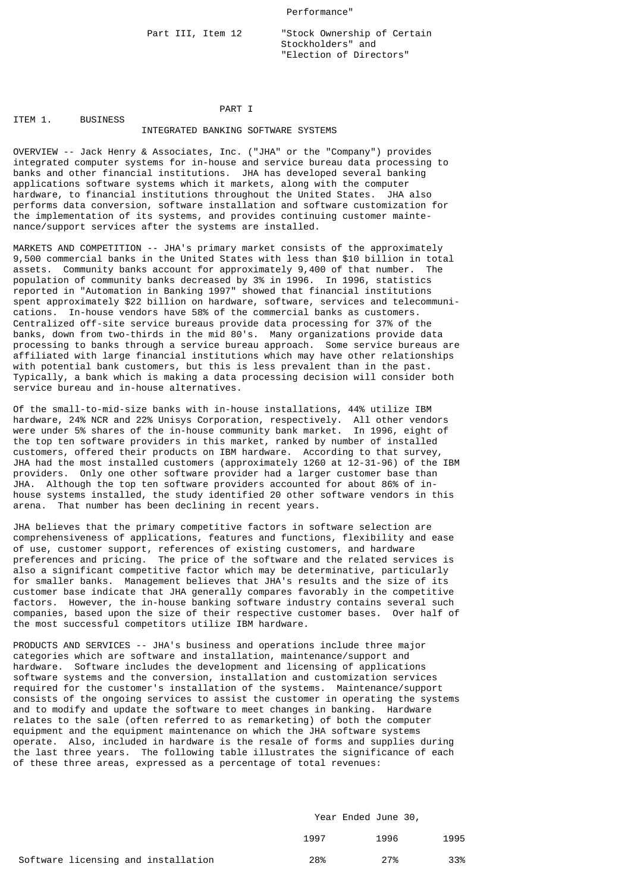Performance"

| | |
|---|---|
| Part III, Item 12 | "Stock Ownership of Certain Stockholders" and "Election of Directors" |

# PART I

## ITEM 1. BUSINESS

### INTEGRATED BANKING SOFTWARE SYSTEMS

OVERVIEW -- Jack Henry & Associates, Inc. ("JHA" or the "Company") provides integrated computer systems for in-house and service bureau data processing to banks and other financial institutions. JHA has developed several banking applications software systems which it markets, along with the computer hardware, to financial institutions throughout the United States. JHA also performs data conversion, software installation and software customization for the implementation of its systems, and provides continuing customer maintenance/support services after the systems are installed.

MARKETS AND COMPETITION -- JHA's primary market consists of the approximately 9,500 commercial banks in the United States with less than $10 billion in total assets. Community banks account for approximately 9,400 of that number. The population of community banks decreased by 3% in 1996. In 1996, statistics reported in "Automation in Banking 1997" showed that financial institutions spent approximately $22 billion on hardware, software, services and telecommunications. In-house vendors have 58% of the commercial banks as customers. Centralized off-site service bureaus provide data processing for 37% of the banks, down from two-thirds in the mid 80's. Many organizations provide data processing to banks through a service bureau approach. Some service bureaus are affiliated with large financial institutions which may have other relationships with potential bank customers, but this is less prevalent than in the past. Typically, a bank which is making a data processing decision will consider both service bureau and in-house alternatives.

Of the small-to-mid-size banks with in-house installations, 44% utilize IBM hardware, 24% NCR and 22% Unisys Corporation, respectively. All other vendors were under 5% shares of the in-house community bank market. In 1996, eight of the top ten software providers in this market, ranked by number of installed customers, offered their products on IBM hardware. According to that survey, JHA had the most installed customers (approximately 1260 at 12-31-96) of the IBM providers. Only one other software provider had a larger customer base than JHA. Although the top ten software providers accounted for about 86% of in-house systems installed, the study identified 20 other software vendors in this arena. That number has been declining in recent years.

JHA believes that the primary competitive factors in software selection are comprehensiveness of applications, features and functions, flexibility and ease of use, customer support, references of existing customers, and hardware preferences and pricing. The price of the software and the related services is also a significant competitive factor which may be determinative, particularly for smaller banks. Management believes that JHA's results and the size of its customer base indicate that JHA generally compares favorably in the competitive factors. However, the in-house banking software industry contains several such companies, based upon the size of their respective customer bases. Over half of the most successful competitors utilize IBM hardware.

PRODUCTS AND SERVICES -- JHA's business and operations include three major categories which are software and installation, maintenance/support and hardware. Software includes the development and licensing of applications software systems and the conversion, installation and customization services required for the customer's installation of the systems. Maintenance/support consists of the ongoing services to assist the customer in operating the systems and to modify and update the software to meet changes in banking. Hardware relates to the sale (often referred to as remarketing) of both the computer equipment and the equipment maintenance on which the JHA software systems operate. Also, included in hardware is the resale of forms and supplies during the last three years. The following table illustrates the significance of each of these three areas, expressed as a percentage of total revenues:

| | Year Ended June 30, | | |
|---|---|---|---|
| | 1997 | 1996 | 1995 |
| Software licensing and installation | 28% | 27% | 33% |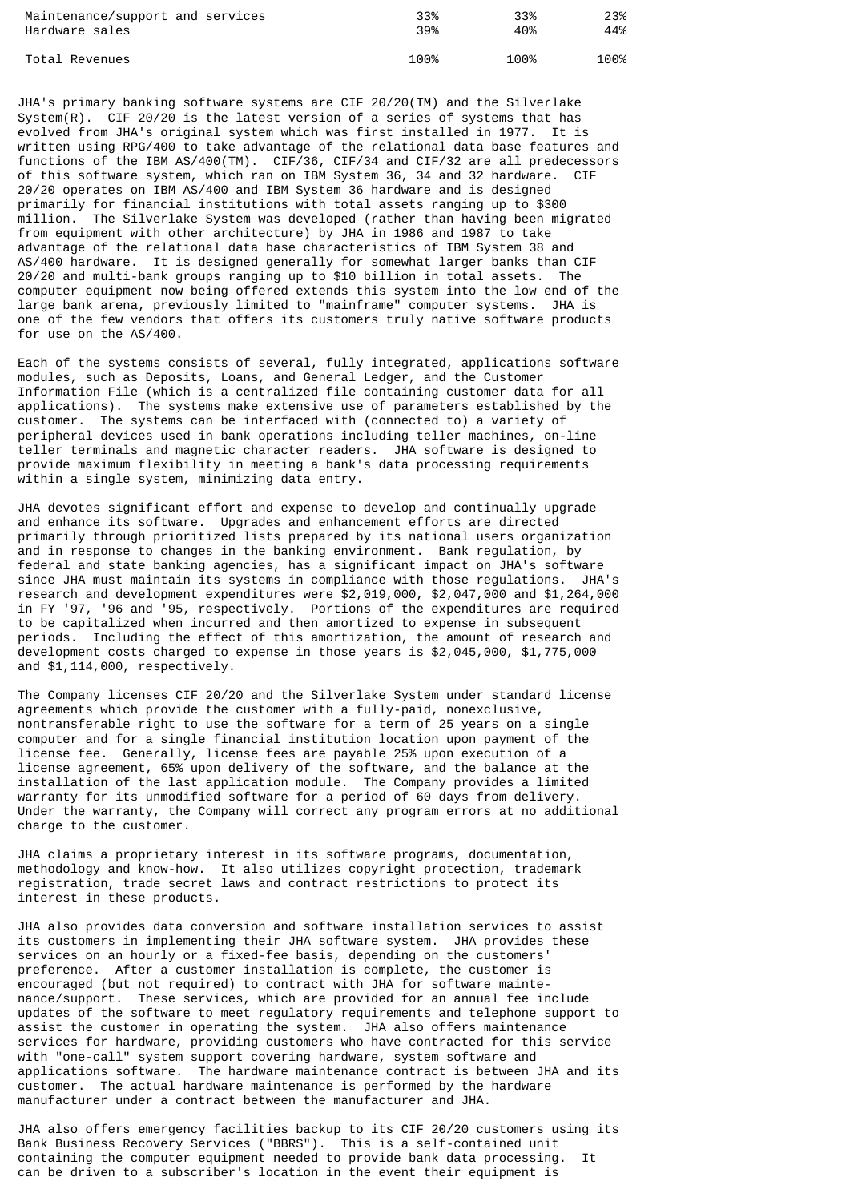| | | | |
|---|---|---|---|
| Maintenance/support and services | 33% | 33% | 23% |
| Hardware sales | 39% | 40% | 44% |
| Total Revenues | 100% | 100% | 100% |

JHA's primary banking software systems are CIF 20/20(TM) and the Silverlake System(R). CIF 20/20 is the latest version of a series of systems that has evolved from JHA's original system which was first installed in 1977. It is written using RPG/400 to take advantage of the relational data base features and functions of the IBM AS/400(TM). CIF/36, CIF/34 and CIF/32 are all predecessors of this software system, which ran on IBM System 36, 34 and 32 hardware. CIF 20/20 operates on IBM AS/400 and IBM System 36 hardware and is designed primarily for financial institutions with total assets ranging up to $300 million. The Silverlake System was developed (rather than having been migrated from equipment with other architecture) by JHA in 1986 and 1987 to take advantage of the relational data base characteristics of IBM System 38 and AS/400 hardware. It is designed generally for somewhat larger banks than CIF 20/20 and multi-bank groups ranging up to $10 billion in total assets. The computer equipment now being offered extends this system into the low end of the large bank arena, previously limited to "mainframe" computer systems. JHA is one of the few vendors that offers its customers truly native software products for use on the AS/400.

Each of the systems consists of several, fully integrated, applications software modules, such as Deposits, Loans, and General Ledger, and the Customer Information File (which is a centralized file containing customer data for all applications). The systems make extensive use of parameters established by the customer. The systems can be interfaced with (connected to) a variety of peripheral devices used in bank operations including teller machines, on-line teller terminals and magnetic character readers. JHA software is designed to provide maximum flexibility in meeting a bank's data processing requirements within a single system, minimizing data entry.

JHA devotes significant effort and expense to develop and continually upgrade and enhance its software. Upgrades and enhancement efforts are directed primarily through prioritized lists prepared by its national users organization and in response to changes in the banking environment. Bank regulation, by federal and state banking agencies, has a significant impact on JHA's software since JHA must maintain its systems in compliance with those regulations. JHA's research and development expenditures were $2,019,000, $2,047,000 and $1,264,000 in FY '97, '96 and '95, respectively. Portions of the expenditures are required to be capitalized when incurred and then amortized to expense in subsequent periods. Including the effect of this amortization, the amount of research and development costs charged to expense in those years is $2,045,000, $1,775,000 and $1,114,000, respectively.

The Company licenses CIF 20/20 and the Silverlake System under standard license agreements which provide the customer with a fully-paid, nonexclusive, nontransferable right to use the software for a term of 25 years on a single computer and for a single financial institution location upon payment of the license fee. Generally, license fees are payable 25% upon execution of a license agreement, 65% upon delivery of the software, and the balance at the installation of the last application module. The Company provides a limited warranty for its unmodified software for a period of 60 days from delivery. Under the warranty, the Company will correct any program errors at no additional charge to the customer.

JHA claims a proprietary interest in its software programs, documentation, methodology and know-how. It also utilizes copyright protection, trademark registration, trade secret laws and contract restrictions to protect its interest in these products.

JHA also provides data conversion and software installation services to assist its customers in implementing their JHA software system. JHA provides these services on an hourly or a fixed-fee basis, depending on the customers' preference. After a customer installation is complete, the customer is encouraged (but not required) to contract with JHA for software maintenance/support. These services, which are provided for an annual fee include updates of the software to meet regulatory requirements and telephone support to assist the customer in operating the system. JHA also offers maintenance services for hardware, providing customers who have contracted for this service with "one-call" system support covering hardware, system software and applications software. The hardware maintenance contract is between JHA and its customer. The actual hardware maintenance is performed by the hardware manufacturer under a contract between the manufacturer and JHA.

JHA also offers emergency facilities backup to its CIF 20/20 customers using its Bank Business Recovery Services ("BBRS"). This is a self-contained unit containing the computer equipment needed to provide bank data processing. It can be driven to a subscriber's location in the event their equipment is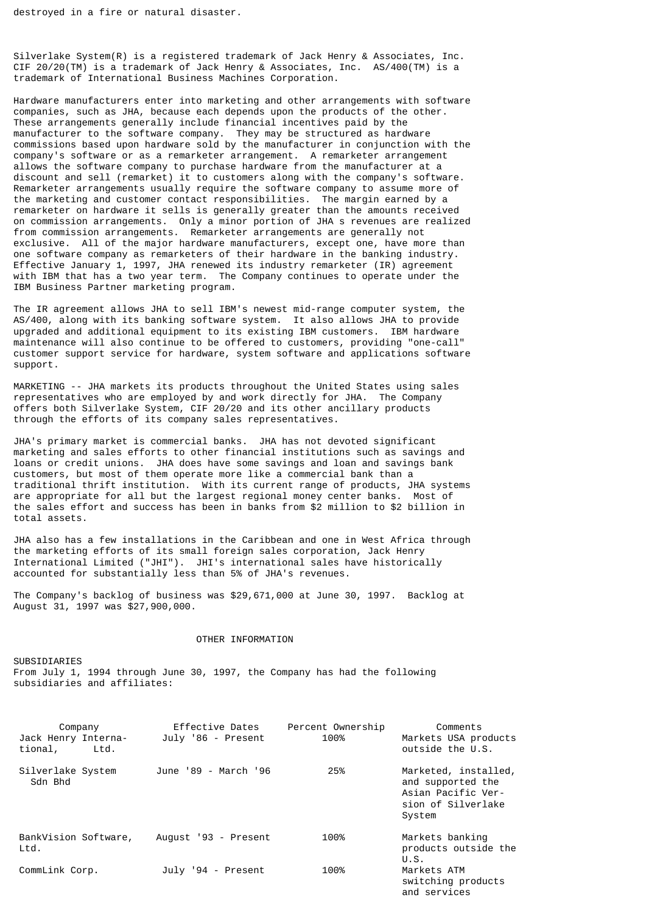destroyed in a fire or natural disaster.

Silverlake System(R) is a registered trademark of Jack Henry & Associates, Inc. CIF 20/20(TM) is a trademark of Jack Henry & Associates, Inc. AS/400(TM) is a trademark of International Business Machines Corporation.

Hardware manufacturers enter into marketing and other arrangements with software companies, such as JHA, because each depends upon the products of the other. These arrangements generally include financial incentives paid by the manufacturer to the software company. They may be structured as hardware commissions based upon hardware sold by the manufacturer in conjunction with the company's software or as a remarketer arrangement. A remarketer arrangement allows the software company to purchase hardware from the manufacturer at a discount and sell (remarket) it to customers along with the company's software. Remarketer arrangements usually require the software company to assume more of the marketing and customer contact responsibilities. The margin earned by a remarketer on hardware it sells is generally greater than the amounts received on commission arrangements. Only a minor portion of JHA s revenues are realized from commission arrangements. Remarketer arrangements are generally not exclusive. All of the major hardware manufacturers, except one, have more than one software company as remarketers of their hardware in the banking industry. Effective January 1, 1997, JHA renewed its industry remarketer (IR) agreement with IBM that has a two year term. The Company continues to operate under the IBM Business Partner marketing program.

The IR agreement allows JHA to sell IBM's newest mid-range computer system, the AS/400, along with its banking software system. It also allows JHA to provide upgraded and additional equipment to its existing IBM customers. IBM hardware maintenance will also continue to be offered to customers, providing "one-call" customer support service for hardware, system software and applications software support.

MARKETING -- JHA markets its products throughout the United States using sales representatives who are employed by and work directly for JHA. The Company offers both Silverlake System, CIF 20/20 and its other ancillary products through the efforts of its company sales representatives.

JHA's primary market is commercial banks. JHA has not devoted significant marketing and sales efforts to other financial institutions such as savings and loans or credit unions. JHA does have some savings and loan and savings bank customers, but most of them operate more like a commercial bank than a traditional thrift institution. With its current range of products, JHA systems are appropriate for all but the largest regional money center banks. Most of the sales effort and success has been in banks from $2 million to $2 billion in total assets.

JHA also has a few installations in the Caribbean and one in West Africa through the marketing efforts of its small foreign sales corporation, Jack Henry International Limited ("JHI"). JHI's international sales have historically accounted for substantially less than 5% of JHA's revenues.

The Company's backlog of business was $29,671,000 at June 30, 1997. Backlog at August 31, 1997 was $27,900,000.

## OTHER INFORMATION

SUBSIDIARIES
From July 1, 1994 through June 30, 1997, the Company has had the following subsidiaries and affiliates:

| Company | Effective Dates | Percent Ownership | Comments |
|---|---|---|---|
| Jack Henry International, Ltd. | July '86 - Present | 100% | Markets USA products outside the U.S. |
| Silverlake System Sdn Bhd | June '89 - March '96 | 25% | Marketed, installed, and supported the Asian Pacific Version of Silverlake System |
| BankVision Software, Ltd. | August '93 - Present | 100% | Markets banking products outside the U.S. |
| CommLink Corp. | July '94 - Present | 100% | Markets ATM switching products and services |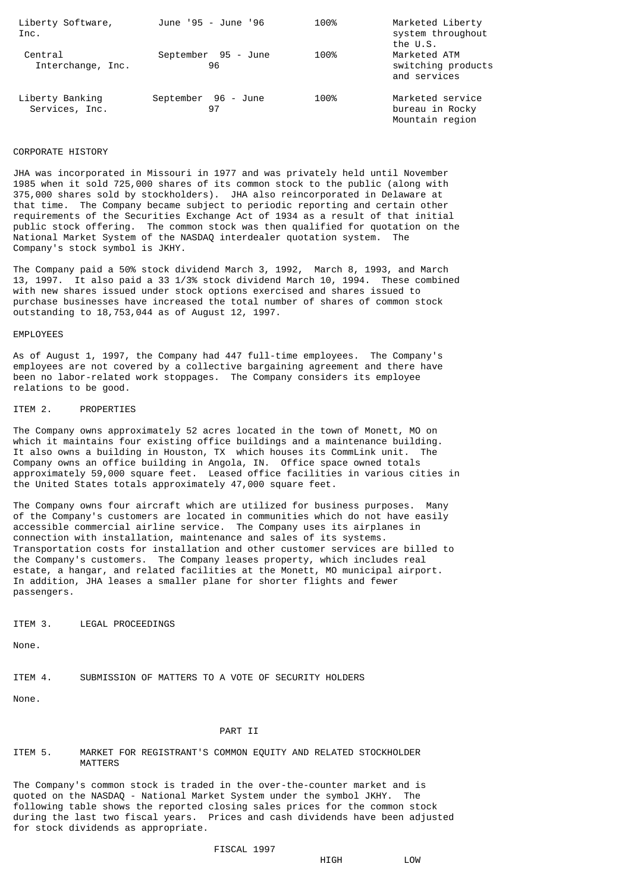| | | | |
|---|---|---|---|
| Liberty Software, Inc. | June '95 - June '96 | 100% | Marketed Liberty system throughout the U.S. |
| Central Interchange, Inc. | September 95 - June 96 | 100% | Marketed ATM switching products and services |
| Liberty Banking Services, Inc. | September 96 - June 97 | 100% | Marketed service bureau in Rocky Mountain region |

CORPORATE HISTORY

JHA was incorporated in Missouri in 1977 and was privately held until November 1985 when it sold 725,000 shares of its common stock to the public (along with 375,000 shares sold by stockholders). JHA also reincorporated in Delaware at that time. The Company became subject to periodic reporting and certain other requirements of the Securities Exchange Act of 1934 as a result of that initial public stock offering. The common stock was then qualified for quotation on the National Market System of the NASDAQ interdealer quotation system. The Company's stock symbol is JKHY.

The Company paid a 50% stock dividend March 3, 1992, March 8, 1993, and March 13, 1997. It also paid a 33 1/3% stock dividend March 10, 1994. These combined with new shares issued under stock options exercised and shares issued to purchase businesses have increased the total number of shares of common stock outstanding to 18,753,044 as of August 12, 1997.

EMPLOYEES

As of August 1, 1997, the Company had 447 full-time employees. The Company's employees are not covered by a collective bargaining agreement and there have been no labor-related work stoppages. The Company considers its employee relations to be good.

ITEM 2. PROPERTIES

The Company owns approximately 52 acres located in the town of Monett, MO on which it maintains four existing office buildings and a maintenance building. It also owns a building in Houston, TX which houses its CommLink unit. The Company owns an office building in Angola, IN. Office space owned totals approximately 59,000 square feet. Leased office facilities in various cities in the United States totals approximately 47,000 square feet.

The Company owns four aircraft which are utilized for business purposes. Many of the Company's customers are located in communities which do not have easily accessible commercial airline service. The Company uses its airplanes in connection with installation, maintenance and sales of its systems. Transportation costs for installation and other customer services are billed to the Company's customers. The Company leases property, which includes real estate, a hangar, and related facilities at the Monett, MO municipal airport. In addition, JHA leases a smaller plane for shorter flights and fewer passengers.

ITEM 3. LEGAL PROCEEDINGS

None.

ITEM 4. SUBMISSION OF MATTERS TO A VOTE OF SECURITY HOLDERS

None.

PART II

ITEM 5. MARKET FOR REGISTRANT'S COMMON EQUITY AND RELATED STOCKHOLDER MATTERS

The Company's common stock is traded in the over-the-counter market and is quoted on the NASDAQ - National Market System under the symbol JKHY. The following table shows the reported closing sales prices for the common stock during the last two fiscal years. Prices and cash dividends have been adjusted for stock dividends as appropriate.

FISCAL 1997

| | HIGH | LOW |
|---|---|---|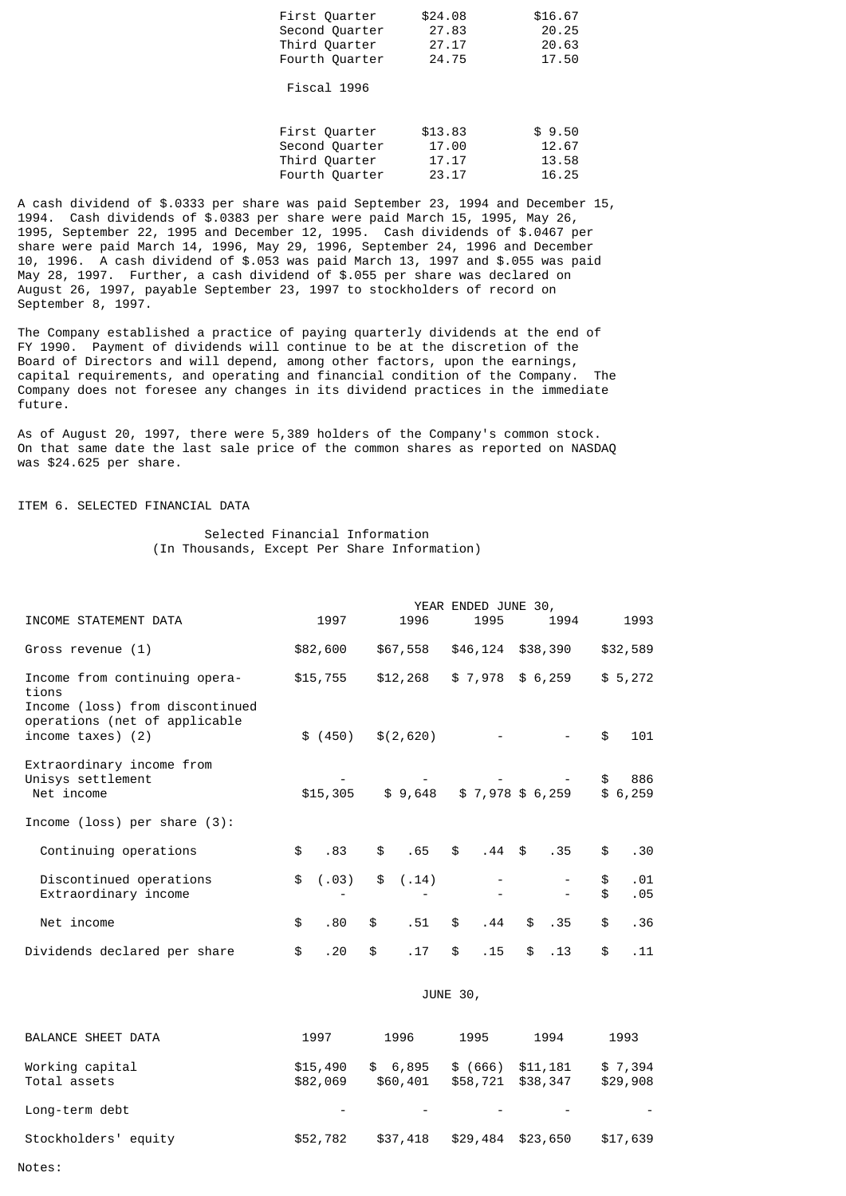| | | |
|---|---|---|
| First Quarter | $24.08 | $16.67 |
| Second Quarter | 27.83 | 20.25 |
| Third Quarter | 27.17 | 20.63 |
| Fourth Quarter | 24.75 | 17.50 |

Fiscal 1996

| | | |
|---|---|---|
| First Quarter | $13.83 | $ 9.50 |
| Second Quarter | 17.00 | 12.67 |
| Third Quarter | 17.17 | 13.58 |
| Fourth Quarter | 23.17 | 16.25 |

A cash dividend of $.0333 per share was paid September 23, 1994 and December 15, 1994. Cash dividends of $.0383 per share were paid March 15, 1995, May 26, 1995, September 22, 1995 and December 12, 1995. Cash dividends of $.0467 per share were paid March 14, 1996, May 29, 1996, September 24, 1996 and December 10, 1996. A cash dividend of $.053 was paid March 13, 1997 and $.055 was paid May 28, 1997. Further, a cash dividend of $.055 per share was declared on August 26, 1997, payable September 23, 1997 to stockholders of record on September 8, 1997.

The Company established a practice of paying quarterly dividends at the end of FY 1990. Payment of dividends will continue to be at the discretion of the Board of Directors and will depend, among other factors, upon the earnings, capital requirements, and operating and financial condition of the Company. The Company does not foresee any changes in its dividend practices in the immediate future.

As of August 20, 1997, there were 5,389 holders of the Company's common stock. On that same date the last sale price of the common shares as reported on NASDAQ was $24.625 per share.

## ITEM 6. SELECTED FINANCIAL DATA

Selected Financial Information
(In Thousands, Except Per Share Information)

| | YEAR ENDED JUNE 30, | | | | |
|---|---|---|---|---|---|
| INCOME STATEMENT DATA | 1997 | 1996 | 1995 | 1994 | 1993 |
| Gross revenue (1) | $82,600 | $67,558 | $46,124 | $38,390 | $32,589 |
| Income from continuing operations | $15,755 | $12,268 | $ 7,978 | $ 6,259 | $ 5,272 |
| Income (loss) from discontinued operations (net of applicable income taxes) (2) | $ (450) | $(2,620) | - | - | $ 101 |
| Extraordinary income from Unisys settlement | - | - | - | - | $ 886 |
| Net income | $15,305 | $ 9,648 | $ 7,978 | $ 6,259 | $ 6,259 |
| Income (loss) per share (3): | | | | | |
| Continuing operations | $ .83 | $ .65 | $ .44 | $ .35 | $ .30 |
| Discontinued operations | $ (.03) | $ (.14) | - | - | $ .01 |
| Extraordinary income | - | - | - | - | $ .05 |
| Net income | $ .80 | $ .51 | $ .44 | $ .35 | $ .36 |
| Dividends declared per share | $ .20 | $ .17 | $ .15 | $ .13 | $ .11 |

| | JUNE 30, | | | | |
|---|---|---|---|---|---|
| BALANCE SHEET DATA | 1997 | 1996 | 1995 | 1994 | 1993 |
| Working capital | $15,490 | $ 6,895 | $ (666) | $11,181 | $ 7,394 |
| Total assets | $82,069 | $60,401 | $58,721 | $38,347 | $29,908 |
| Long-term debt | - | - | - | - | - |
| Stockholders' equity | $52,782 | $37,418 | $29,484 | $23,650 | $17,639 |

Notes: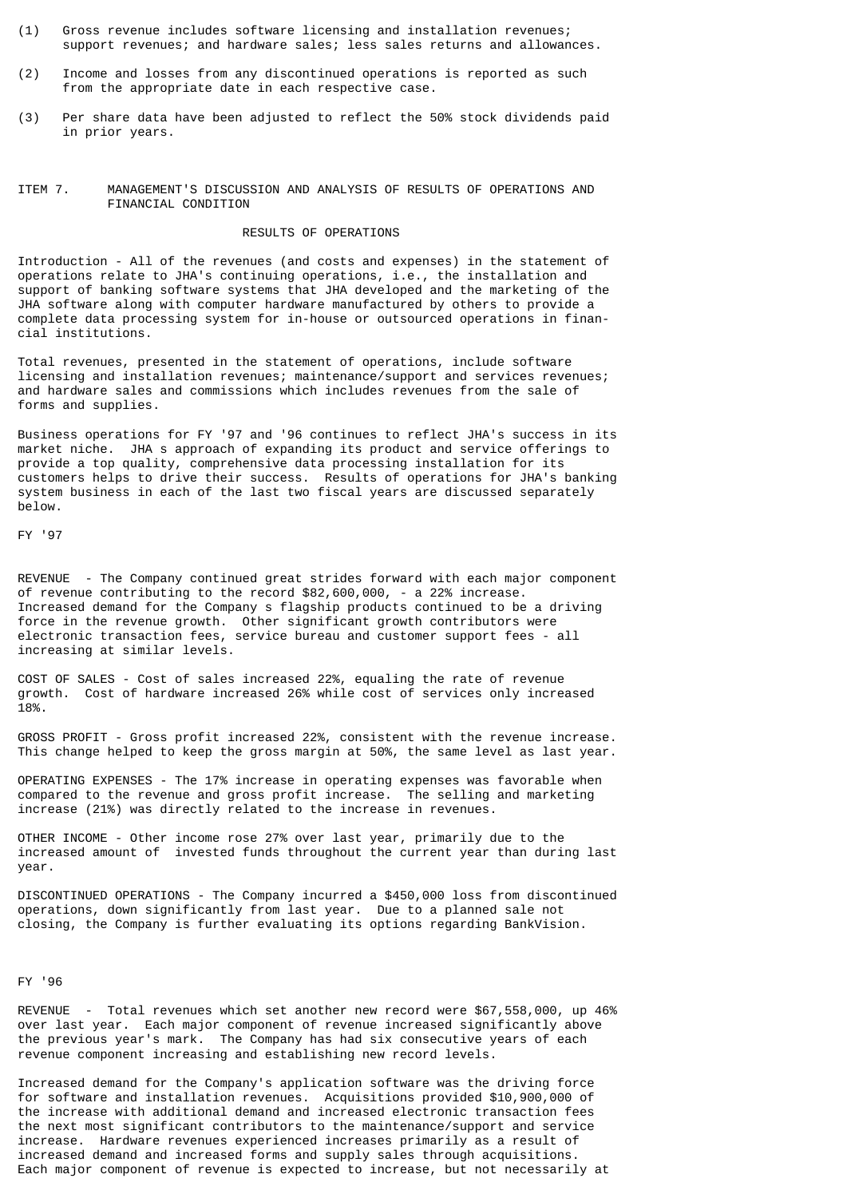(1) Gross revenue includes software licensing and installation revenues; support revenues; and hardware sales; less sales returns and allowances.

(2) Income and losses from any discontinued operations is reported as such from the appropriate date in each respective case.

(3) Per share data have been adjusted to reflect the 50% stock dividends paid in prior years.

## ITEM 7. MANAGEMENT'S DISCUSSION AND ANALYSIS OF RESULTS OF OPERATIONS AND FINANCIAL CONDITION

### RESULTS OF OPERATIONS

Introduction - All of the revenues (and costs and expenses) in the statement of operations relate to JHA's continuing operations, i.e., the installation and support of banking software systems that JHA developed and the marketing of the JHA software along with computer hardware manufactured by others to provide a complete data processing system for in-house or outsourced operations in financial institutions.

Total revenues, presented in the statement of operations, include software licensing and installation revenues; maintenance/support and services revenues; and hardware sales and commissions which includes revenues from the sale of forms and supplies.

Business operations for FY '97 and '96 continues to reflect JHA's success in its market niche. JHA s approach of expanding its product and service offerings to provide a top quality, comprehensive data processing installation for its customers helps to drive their success. Results of operations for JHA's banking system business in each of the last two fiscal years are discussed separately below.

FY '97

REVENUE - The Company continued great strides forward with each major component of revenue contributing to the record $82,600,000, - a 22% increase. Increased demand for the Company s flagship products continued to be a driving force in the revenue growth. Other significant growth contributors were electronic transaction fees, service bureau and customer support fees - all increasing at similar levels.

COST OF SALES - Cost of sales increased 22%, equaling the rate of revenue growth. Cost of hardware increased 26% while cost of services only increased 18%.

GROSS PROFIT - Gross profit increased 22%, consistent with the revenue increase. This change helped to keep the gross margin at 50%, the same level as last year.

OPERATING EXPENSES - The 17% increase in operating expenses was favorable when compared to the revenue and gross profit increase. The selling and marketing increase (21%) was directly related to the increase in revenues.

OTHER INCOME - Other income rose 27% over last year, primarily due to the increased amount of invested funds throughout the current year than during last year.

DISCONTINUED OPERATIONS - The Company incurred a $450,000 loss from discontinued operations, down significantly from last year. Due to a planned sale not closing, the Company is further evaluating its options regarding BankVision.

FY '96

REVENUE - Total revenues which set another new record were $67,558,000, up 46% over last year. Each major component of revenue increased significantly above the previous year's mark. The Company has had six consecutive years of each revenue component increasing and establishing new record levels.

Increased demand for the Company's application software was the driving force for software and installation revenues. Acquisitions provided $10,900,000 of the increase with additional demand and increased electronic transaction fees the next most significant contributors to the maintenance/support and service increase. Hardware revenues experienced increases primarily as a result of increased demand and increased forms and supply sales through acquisitions. Each major component of revenue is expected to increase, but not necessarily at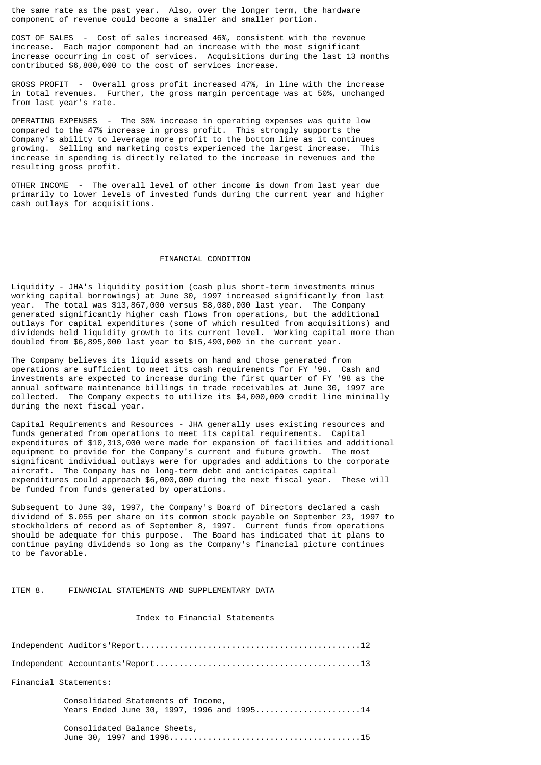the same rate as the past year. Also, over the longer term, the hardware component of revenue could become a smaller and smaller portion.

COST OF SALES - Cost of sales increased 46%, consistent with the revenue increase. Each major component had an increase with the most significant increase occurring in cost of services. Acquisitions during the last 13 months contributed $6,800,000 to the cost of services increase.

GROSS PROFIT - Overall gross profit increased 47%, in line with the increase in total revenues. Further, the gross margin percentage was at 50%, unchanged from last year's rate.

OPERATING EXPENSES - The 30% increase in operating expenses was quite low compared to the 47% increase in gross profit. This strongly supports the Company's ability to leverage more profit to the bottom line as it continues growing. Selling and marketing costs experienced the largest increase. This increase in spending is directly related to the increase in revenues and the resulting gross profit.

OTHER INCOME - The overall level of other income is down from last year due primarily to lower levels of invested funds during the current year and higher cash outlays for acquisitions.

## FINANCIAL CONDITION

Liquidity - JHA's liquidity position (cash plus short-term investments minus working capital borrowings) at June 30, 1997 increased significantly from last year. The total was $13,867,000 versus $8,080,000 last year. The Company generated significantly higher cash flows from operations, but the additional outlays for capital expenditures (some of which resulted from acquisitions) and dividends held liquidity growth to its current level. Working capital more than doubled from $6,895,000 last year to $15,490,000 in the current year.

The Company believes its liquid assets on hand and those generated from operations are sufficient to meet its cash requirements for FY '98. Cash and investments are expected to increase during the first quarter of FY '98 as the annual software maintenance billings in trade receivables at June 30, 1997 are collected. The Company expects to utilize its $4,000,000 credit line minimally during the next fiscal year.

Capital Requirements and Resources - JHA generally uses existing resources and funds generated from operations to meet its capital requirements. Capital expenditures of $10,313,000 were made for expansion of facilities and additional equipment to provide for the Company's current and future growth. The most significant individual outlays were for upgrades and additions to the corporate aircraft. The Company has no long-term debt and anticipates capital expenditures could approach $6,000,000 during the next fiscal year. These will be funded from funds generated by operations.

Subsequent to June 30, 1997, the Company's Board of Directors declared a cash dividend of $.055 per share on its common stock payable on September 23, 1997 to stockholders of record as of September 8, 1997. Current funds from operations should be adequate for this purpose. The Board has indicated that it plans to continue paying dividends so long as the Company's financial picture continues to be favorable.

## ITEM 8. FINANCIAL STATEMENTS AND SUPPLEMENTARY DATA

### Index to Financial Statements

Independent Auditors'Report.............................................12

Independent Accountants'Report..........................................13

Financial Statements:

- Consolidated Statements of Income, Years Ended June 30, 1997, 1996 and 1995......................14
- Consolidated Balance Sheets, June 30, 1997 and 1996.......................................15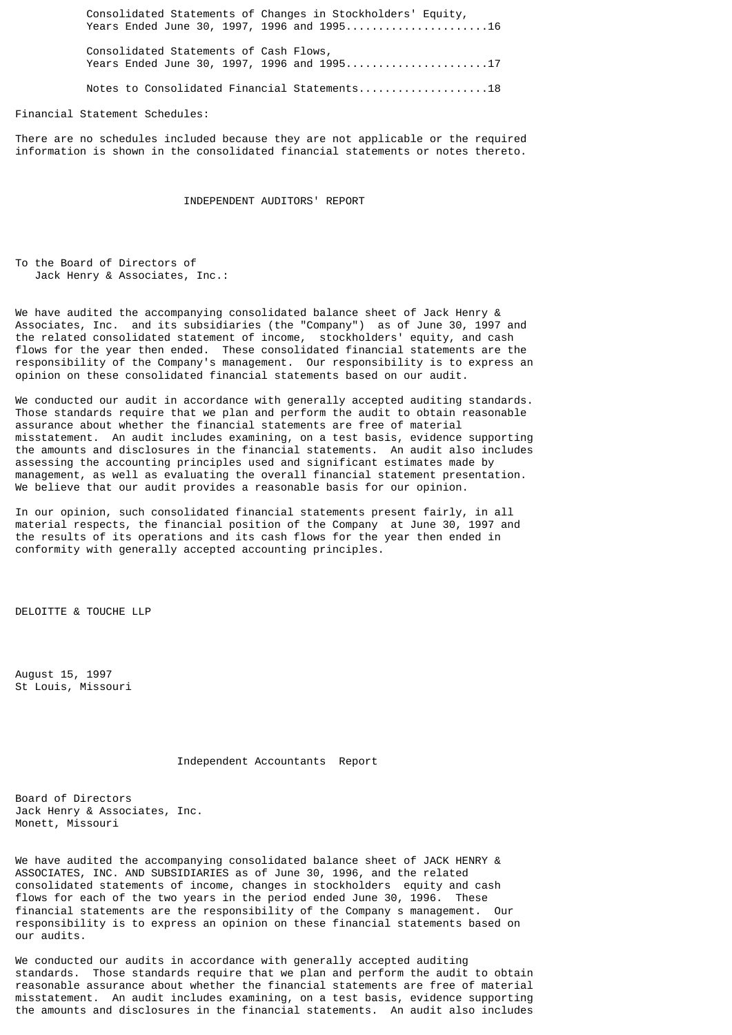Consolidated Statements of Changes in Stockholders' Equity,
Years Ended June 30, 1997, 1996 and 1995......................16

Consolidated Statements of Cash Flows,
Years Ended June 30, 1997, 1996 and 1995......................17

Notes to Consolidated Financial Statements....................18

Financial Statement Schedules:

There are no schedules included because they are not applicable or the required information is shown in the consolidated financial statements or notes thereto.

## INDEPENDENT AUDITORS' REPORT

To the Board of Directors of
Jack Henry & Associates, Inc.:

We have audited the accompanying consolidated balance sheet of Jack Henry & Associates, Inc. and its subsidiaries (the "Company") as of June 30, 1997 and the related consolidated statement of income, stockholders' equity, and cash flows for the year then ended. These consolidated financial statements are the responsibility of the Company's management. Our responsibility is to express an opinion on these consolidated financial statements based on our audit.

We conducted our audit in accordance with generally accepted auditing standards. Those standards require that we plan and perform the audit to obtain reasonable assurance about whether the financial statements are free of material misstatement. An audit includes examining, on a test basis, evidence supporting the amounts and disclosures in the financial statements. An audit also includes assessing the accounting principles used and significant estimates made by management, as well as evaluating the overall financial statement presentation. We believe that our audit provides a reasonable basis for our opinion.

In our opinion, such consolidated financial statements present fairly, in all material respects, the financial position of the Company at June 30, 1997 and the results of its operations and its cash flows for the year then ended in conformity with generally accepted accounting principles.

DELOITTE & TOUCHE LLP

August 15, 1997
St Louis, Missouri

## Independent Accountants Report

Board of Directors
Jack Henry & Associates, Inc.
Monett, Missouri

We have audited the accompanying consolidated balance sheet of JACK HENRY & ASSOCIATES, INC. AND SUBSIDIARIES as of June 30, 1996, and the related consolidated statements of income, changes in stockholders equity and cash flows for each of the two years in the period ended June 30, 1996. These financial statements are the responsibility of the Company s management. Our responsibility is to express an opinion on these financial statements based on our audits.

We conducted our audits in accordance with generally accepted auditing standards. Those standards require that we plan and perform the audit to obtain reasonable assurance about whether the financial statements are free of material misstatement. An audit includes examining, on a test basis, evidence supporting the amounts and disclosures in the financial statements. An audit also includes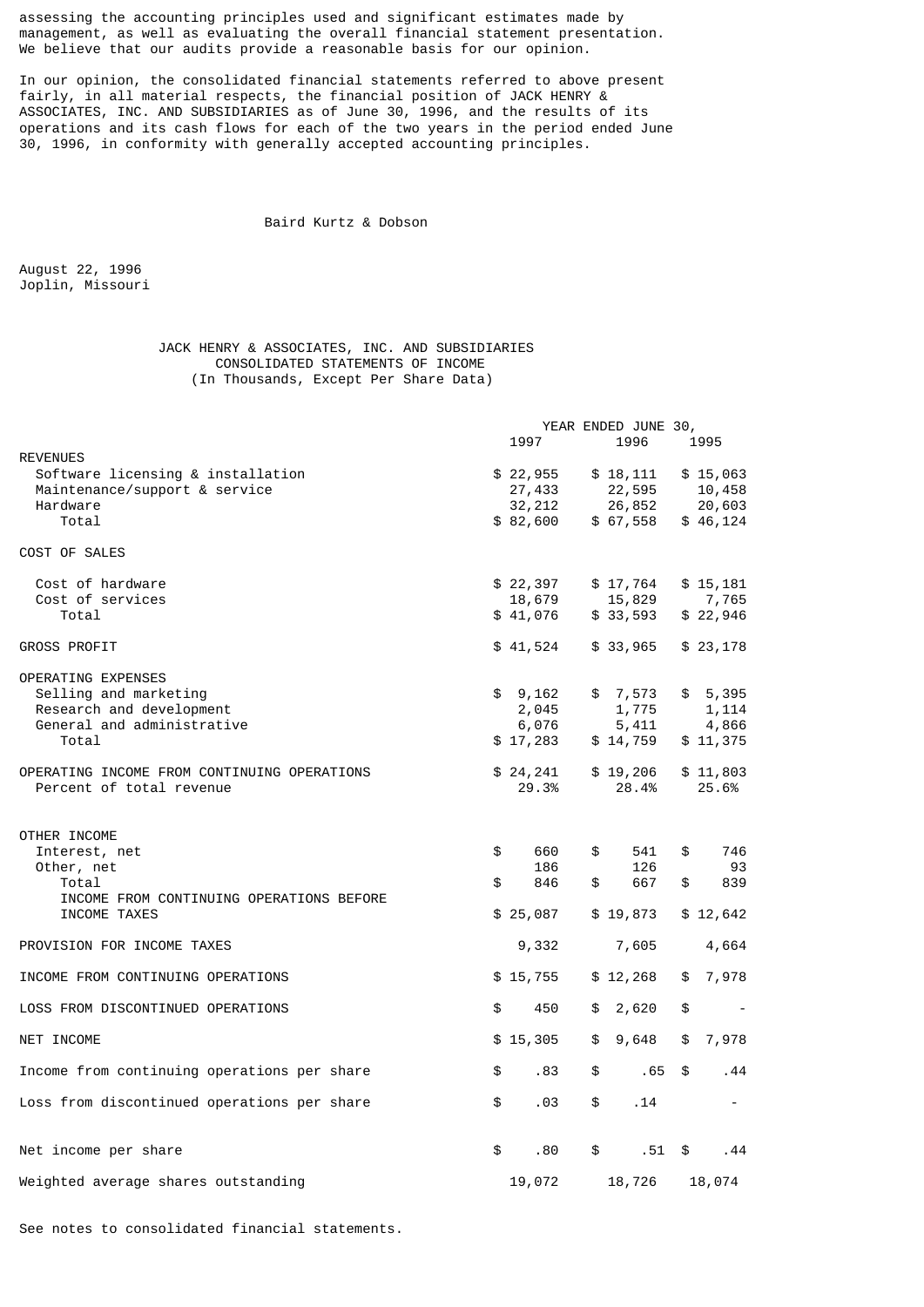assessing the accounting principles used and significant estimates made by management, as well as evaluating the overall financial statement presentation. We believe that our audits provide a reasonable basis for our opinion.

In our opinion, the consolidated financial statements referred to above present fairly, in all material respects, the financial position of JACK HENRY & ASSOCIATES, INC. AND SUBSIDIARIES as of June 30, 1996, and the results of its operations and its cash flows for each of the two years in the period ended June 30, 1996, in conformity with generally accepted accounting principles.

Baird Kurtz & Dobson

August 22, 1996
Joplin, Missouri

# JACK HENRY & ASSOCIATES, INC. AND SUBSIDIARIES
## CONSOLIDATED STATEMENTS OF INCOME
(In Thousands, Except Per Share Data)

| | YEAR ENDED JUNE 30, 1997 | 1996 | 1995 |
|---|---|---|---|
| REVENUES | | | |
| Software licensing & installation | $ 22,955 | $ 18,111 | $ 15,063 |
| Maintenance/support & service | 27,433 | 22,595 | 10,458 |
| Hardware | 32,212 | 26,852 | 20,603 |
| Total | $ 82,600 | $ 67,558 | $ 46,124 |
| COST OF SALES | | | |
| Cost of hardware | $ 22,397 | $ 17,764 | $ 15,181 |
| Cost of services | 18,679 | 15,829 | 7,765 |
| Total | $ 41,076 | $ 33,593 | $ 22,946 |
| GROSS PROFIT | $ 41,524 | $ 33,965 | $ 23,178 |
| OPERATING EXPENSES | | | |
| Selling and marketing | $ 9,162 | $ 7,573 | $ 5,395 |
| Research and development | 2,045 | 1,775 | 1,114 |
| General and administrative | 6,076 | 5,411 | 4,866 |
| Total | $ 17,283 | $ 14,759 | $ 11,375 |
| OPERATING INCOME FROM CONTINUING OPERATIONS | $ 24,241 | $ 19,206 | $ 11,803 |
| Percent of total revenue | 29.3% | 28.4% | 25.6% |
| OTHER INCOME | | | |
| Interest, net | $ 660 | $ 541 | $ 746 |
| Other, net | 186 | 126 | 93 |
| Total | $ 846 | $ 667 | $ 839 |
| INCOME FROM CONTINUING OPERATIONS BEFORE INCOME TAXES | $ 25,087 | $ 19,873 | $ 12,642 |
| PROVISION FOR INCOME TAXES | 9,332 | 7,605 | 4,664 |
| INCOME FROM CONTINUING OPERATIONS | $ 15,755 | $ 12,268 | $ 7,978 |
| LOSS FROM DISCONTINUED OPERATIONS | $ 450 | $ 2,620 | $ - |
| NET INCOME | $ 15,305 | $ 9,648 | $ 7,978 |
| Income from continuing operations per share | $ .83 | $ .65 | $ .44 |
| Loss from discontinued operations per share | $ .03 | $ .14 | - |
| Net income per share | $ .80 | $ .51 | $ .44 |
| Weighted average shares outstanding | 19,072 | 18,726 | 18,074 |

See notes to consolidated financial statements.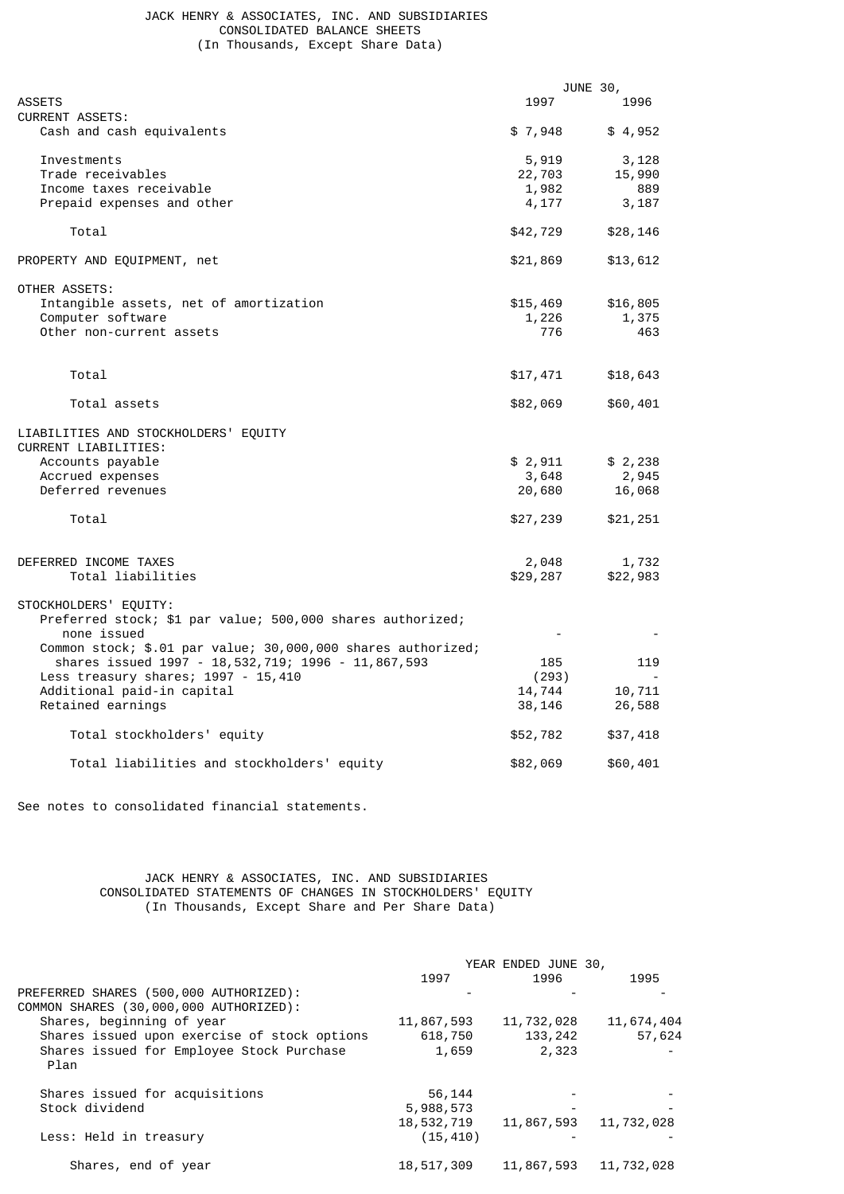# JACK HENRY & ASSOCIATES, INC. AND SUBSIDIARIES
## CONSOLIDATED BALANCE SHEETS
(In Thousands, Except Share Data)

| | JUNE 30, | |
|---|---|---|
| ASSETS | 1997 | 1996 |
| CURRENT ASSETS: | | |
| Cash and cash equivalents | $ 7,948 | $ 4,952 |
| Investments | 5,919 | 3,128 |
| Trade receivables | 22,703 | 15,990 |
| Income taxes receivable | 1,982 | 889 |
| Prepaid expenses and other | 4,177 | 3,187 |
| Total | $42,729 | $28,146 |
| PROPERTY AND EQUIPMENT, net | $21,869 | $13,612 |
| OTHER ASSETS: | | |
| Intangible assets, net of amortization | $15,469 | $16,805 |
| Computer software | 1,226 | 1,375 |
| Other non-current assets | 776 | 463 |
| Total | $17,471 | $18,643 |
| Total assets | $82,069 | $60,401 |
| LIABILITIES AND STOCKHOLDERS' EQUITY | | |
| CURRENT LIABILITIES: | | |
| Accounts payable | $ 2,911 | $ 2,238 |
| Accrued expenses | 3,648 | 2,945 |
| Deferred revenues | 20,680 | 16,068 |
| Total | $27,239 | $21,251 |
| DEFERRED INCOME TAXES | 2,048 | 1,732 |
| Total liabilities | $29,287 | $22,983 |
| STOCKHOLDERS' EQUITY: | | |
| Preferred stock; $1 par value; 500,000 shares authorized; none issued | - | - |
| Common stock; $.01 par value; 30,000,000 shares authorized; shares issued 1997 - 18,532,719; 1996 - 11,867,593 | 185 | 119 |
| Less treasury shares; 1997 - 15,410 | (293) | - |
| Additional paid-in capital | 14,744 | 10,711 |
| Retained earnings | 38,146 | 26,588 |
| Total stockholders' equity | $52,782 | $37,418 |
| Total liabilities and stockholders' equity | $82,069 | $60,401 |

See notes to consolidated financial statements.

# JACK HENRY & ASSOCIATES, INC. AND SUBSIDIARIES
## CONSOLIDATED STATEMENTS OF CHANGES IN STOCKHOLDERS' EQUITY
(In Thousands, Except Share and Per Share Data)

| | YEAR ENDED JUNE 30, | | |
|---|---|---|---|
| | 1997 | 1996 | 1995 |
| PREFERRED SHARES (500,000 AUTHORIZED): | - | - | - |
| COMMON SHARES (30,000,000 AUTHORIZED): | | | |
| Shares, beginning of year | 11,867,593 | 11,732,028 | 11,674,404 |
| Shares issued upon exercise of stock options | 618,750 | 133,242 | 57,624 |
| Shares issued for Employee Stock Purchase Plan | 1,659 | 2,323 | - |
| Shares issued for acquisitions | 56,144 | - | - |
| Stock dividend | 5,988,573 | - | - |
| | 18,532,719 | 11,867,593 | 11,732,028 |
| Less: Held in treasury | (15,410) | - | - |
| Shares, end of year | 18,517,309 | 11,867,593 | 11,732,028 |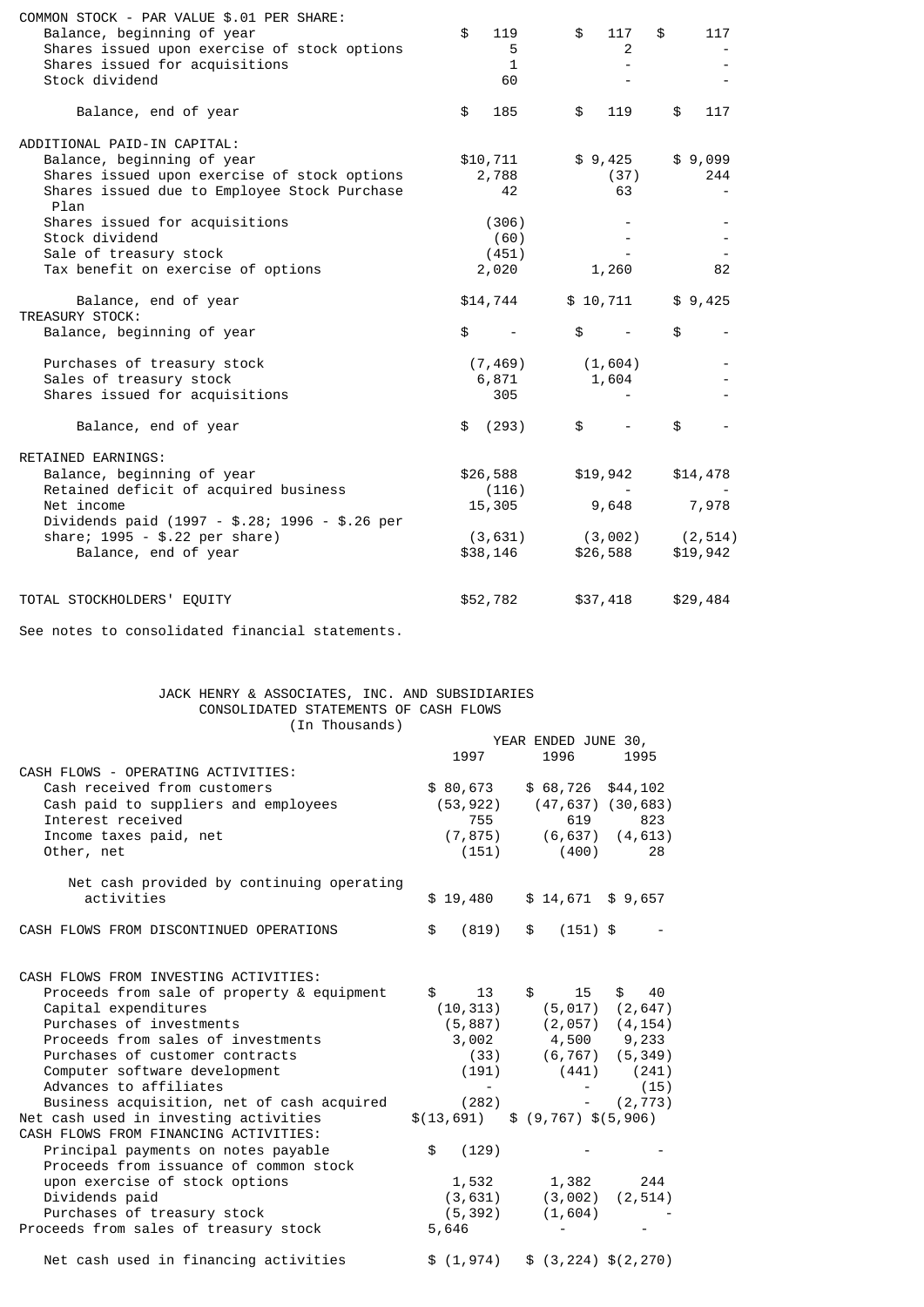| | | | |
|---|---|---|---|
| COMMON STOCK - PAR VALUE $.01 PER SHARE: | | | |
| Balance, beginning of year | $ 119 | $ 117 | $ 117 |
| Shares issued upon exercise of stock options | 5 | 2 | - |
| Shares issued for acquisitions | 1 | - | - |
| Stock dividend | 60 | - | - |
| Balance, end of year | $ 185 | $ 119 | $ 117 |
| ADDITIONAL PAID-IN CAPITAL: | | | |
| Balance, beginning of year | $10,711 | $ 9,425 | $ 9,099 |
| Shares issued upon exercise of stock options | 2,788 | (37) | 244 |
| Shares issued due to Employee Stock Purchase Plan | 42 | 63 | - |
| Shares issued for acquisitions | (306) | - | - |
| Stock dividend | (60) | - | - |
| Sale of treasury stock | (451) | - | - |
| Tax benefit on exercise of options | 2,020 | 1,260 | 82 |
| Balance, end of year | $14,744 | $ 10,711 | $ 9,425 |
| TREASURY STOCK: | | | |
| Balance, beginning of year | $ - | $ - | $ - |
| Purchases of treasury stock | (7,469) | (1,604) | - |
| Sales of treasury stock | 6,871 | 1,604 | - |
| Shares issued for acquisitions | 305 | - | - |
| Balance, end of year | $ (293) | $ - | $ - |
| RETAINED EARNINGS: | | | |
| Balance, beginning of year | $26,588 | $19,942 | $14,478 |
| Retained deficit of acquired business | (116) | - | - |
| Net income | 15,305 | 9,648 | 7,978 |
| Dividends paid (1997 - $.28; 1996 - $.26 per share; 1995 - $.22 per share) | (3,631) | (3,002) | (2,514) |
| Balance, end of year | $38,146 | $26,588 | $19,942 |
| TOTAL STOCKHOLDERS' EQUITY | $52,782 | $37,418 | $29,484 |

See notes to consolidated financial statements.

## JACK HENRY & ASSOCIATES, INC. AND SUBSIDIARIES
## CONSOLIDATED STATEMENTS OF CASH FLOWS
(In Thousands)

| | YEAR ENDED JUNE 30, 1997 | 1996 | 1995 |
|---|---|---|---|
| CASH FLOWS - OPERATING ACTIVITIES: | | | |
| Cash received from customers | $ 80,673 | $ 68,726 | $44,102 |
| Cash paid to suppliers and employees | (53,922) | (47,637) | (30,683) |
| Interest received | 755 | 619 | 823 |
| Income taxes paid, net | (7,875) | (6,637) | (4,613) |
| Other, net | (151) | (400) | 28 |
| Net cash provided by continuing operating activities | $ 19,480 | $ 14,671 | $ 9,657 |
| CASH FLOWS FROM DISCONTINUED OPERATIONS | $ (819) | $ (151) | $ - |
| CASH FLOWS FROM INVESTING ACTIVITIES: | | | |
| Proceeds from sale of property & equipment | $ 13 | $ 15 | $ 40 |
| Capital expenditures | (10,313) | (5,017) | (2,647) |
| Purchases of investments | (5,887) | (2,057) | (4,154) |
| Proceeds from sales of investments | 3,002 | 4,500 | 9,233 |
| Purchases of customer contracts | (33) | (6,767) | (5,349) |
| Computer software development | (191) | (441) | (241) |
| Advances to affiliates | - | - | (15) |
| Business acquisition, net of cash acquired | (282) | - | (2,773) |
| Net cash used in investing activities | $(13,691) | $ (9,767) | $(5,906) |
| CASH FLOWS FROM FINANCING ACTIVITIES: | | | |
| Principal payments on notes payable | $ (129) | - | - |
| Proceeds from issuance of common stock upon exercise of stock options | 1,532 | 1,382 | 244 |
| Dividends paid | (3,631) | (3,002) | (2,514) |
| Purchases of treasury stock | (5,392) | (1,604) | - |
| Proceeds from sales of treasury stock | 5,646 | - | - |
| Net cash used in financing activities | $ (1,974) | $ (3,224) | $(2,270) |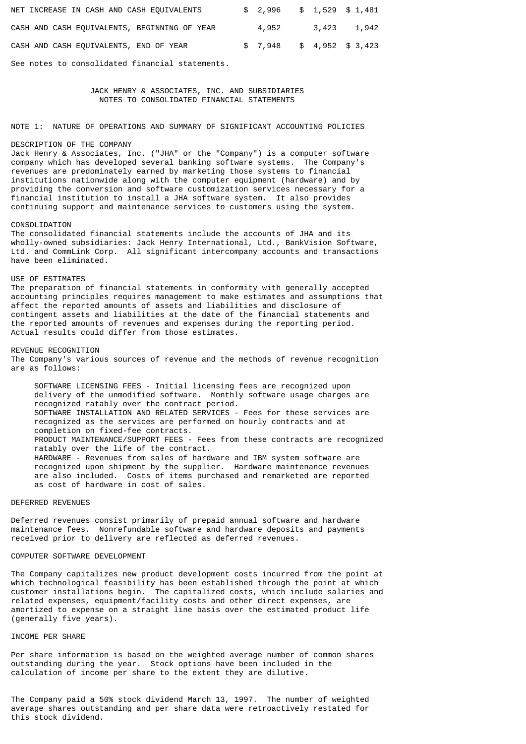| | | | |
|---|---|---|---|
| NET INCREASE IN CASH AND CASH EQUIVALENTS | $ 2,996 | $ 1,529 | $ 1,481 |
| CASH AND CASH EQUIVALENTS, BEGINNING OF YEAR | 4,952 | 3,423 | 1,942 |
| CASH AND CASH EQUIVALENTS, END OF YEAR | $ 7,948 | $ 4,952 | $ 3,423 |

See notes to consolidated financial statements.

JACK HENRY & ASSOCIATES, INC. AND SUBSIDIARIES
NOTES TO CONSOLIDATED FINANCIAL STATEMENTS

## NOTE 1: NATURE OF OPERATIONS AND SUMMARY OF SIGNIFICANT ACCOUNTING POLICIES

### DESCRIPTION OF THE COMPANY

Jack Henry & Associates, Inc. ("JHA" or the "Company") is a computer software company which has developed several banking software systems. The Company's revenues are predominately earned by marketing those systems to financial institutions nationwide along with the computer equipment (hardware) and by providing the conversion and software customization services necessary for a financial institution to install a JHA software system. It also provides continuing support and maintenance services to customers using the system.

### CONSOLIDATION

The consolidated financial statements include the accounts of JHA and its wholly-owned subsidiaries: Jack Henry International, Ltd., BankVision Software, Ltd. and CommLink Corp. All significant intercompany accounts and transactions have been eliminated.

### USE OF ESTIMATES

The preparation of financial statements in conformity with generally accepted accounting principles requires management to make estimates and assumptions that affect the reported amounts of assets and liabilities and disclosure of contingent assets and liabilities at the date of the financial statements and the reported amounts of revenues and expenses during the reporting period. Actual results could differ from those estimates.

### REVENUE RECOGNITION

The Company's various sources of revenue and the methods of revenue recognition are as follows:

SOFTWARE LICENSING FEES - Initial licensing fees are recognized upon delivery of the unmodified software. Monthly software usage charges are recognized ratably over the contract period.
SOFTWARE INSTALLATION AND RELATED SERVICES - Fees for these services are recognized as the services are performed on hourly contracts and at completion on fixed-fee contracts.
PRODUCT MAINTENANCE/SUPPORT FEES - Fees from these contracts are recognized ratably over the life of the contract.
HARDWARE - Revenues from sales of hardware and IBM system software are recognized upon shipment by the supplier. Hardware maintenance revenues are also included. Costs of items purchased and remarketed are reported as cost of hardware in cost of sales.

### DEFERRED REVENUES

Deferred revenues consist primarily of prepaid annual software and hardware maintenance fees. Nonrefundable software and hardware deposits and payments received prior to delivery are reflected as deferred revenues.

### COMPUTER SOFTWARE DEVELOPMENT

The Company capitalizes new product development costs incurred from the point at which technological feasibility has been established through the point at which customer installations begin. The capitalized costs, which include salaries and related expenses, equipment/facility costs and other direct expenses, are amortized to expense on a straight line basis over the estimated product life (generally five years).

### INCOME PER SHARE

Per share information is based on the weighted average number of common shares outstanding during the year. Stock options have been included in the calculation of income per share to the extent they are dilutive.

The Company paid a 50% stock dividend March 13, 1997. The number of weighted average shares outstanding and per share data were retroactively restated for this stock dividend.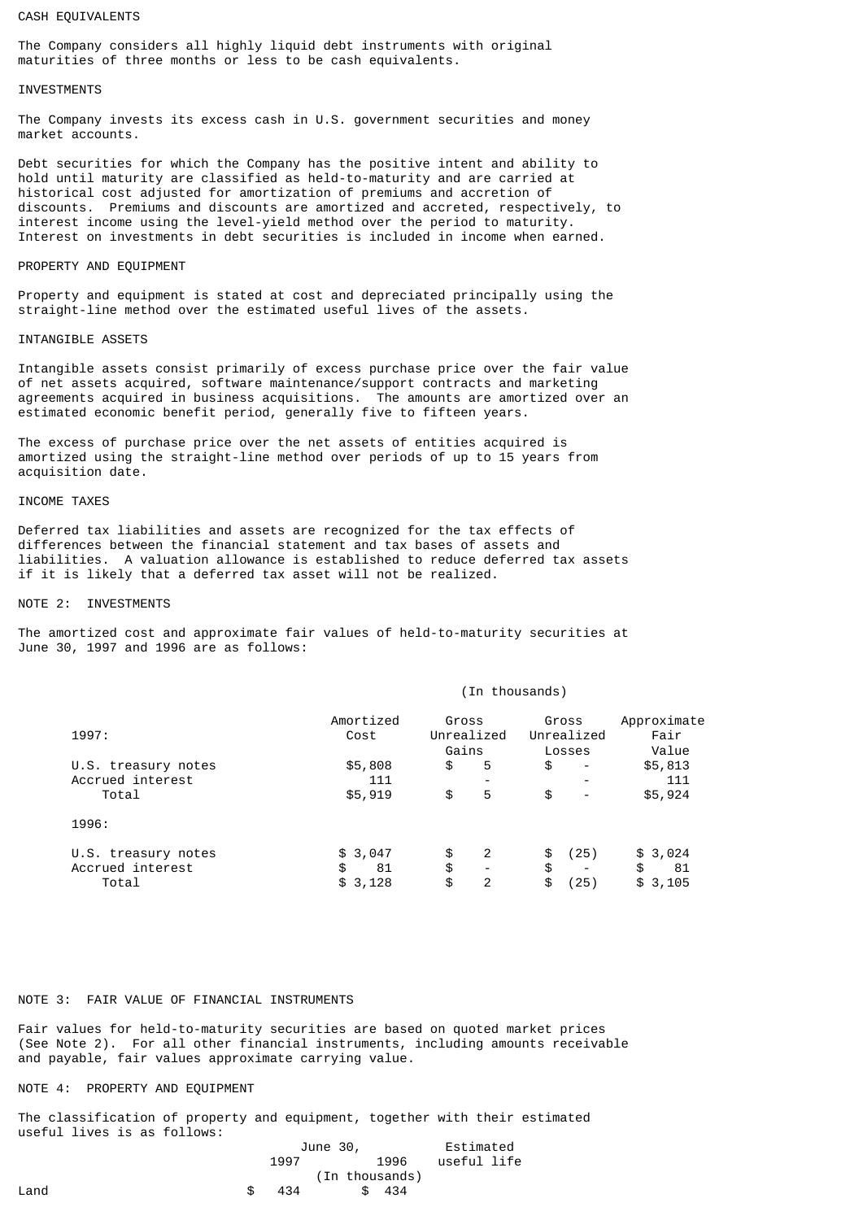CASH EQUIVALENTS

The Company considers all highly liquid debt instruments with original maturities of three months or less to be cash equivalents.

INVESTMENTS

The Company invests its excess cash in U.S. government securities and money market accounts.

Debt securities for which the Company has the positive intent and ability to hold until maturity are classified as held-to-maturity and are carried at historical cost adjusted for amortization of premiums and accretion of discounts. Premiums and discounts are amortized and accreted, respectively, to interest income using the level-yield method over the period to maturity. Interest on investments in debt securities is included in income when earned.

PROPERTY AND EQUIPMENT

Property and equipment is stated at cost and depreciated principally using the straight-line method over the estimated useful lives of the assets.

INTANGIBLE ASSETS

Intangible assets consist primarily of excess purchase price over the fair value of net assets acquired, software maintenance/support contracts and marketing agreements acquired in business acquisitions. The amounts are amortized over an estimated economic benefit period, generally five to fifteen years.

The excess of purchase price over the net assets of entities acquired is amortized using the straight-line method over periods of up to 15 years from acquisition date.

INCOME TAXES

Deferred tax liabilities and assets are recognized for the tax effects of differences between the financial statement and tax bases of assets and liabilities. A valuation allowance is established to reduce deferred tax assets if it is likely that a deferred tax asset will not be realized.

NOTE 2: INVESTMENTS

The amortized cost and approximate fair values of held-to-maturity securities at June 30, 1997 and 1996 are as follows:

(In thousands)

| 1997: | Amortized Cost | Gross Unrealized Gains | Gross Unrealized Losses | Approximate Fair Value |
|---|---|---|---|---|
| U.S. treasury notes | $5,808 | $ 5 | $ - | $5,813 |
| Accrued interest | 111 | - | - | 111 |
| Total | $5,919 | $ 5 | $ - | $5,924 |
| **1996:** | | | | |
| U.S. treasury notes | $ 3,047 | $ 2 | $ (25) | $ 3,024 |
| Accrued interest | $ 81 | $ - | $ - | $ 81 |
| Total | $ 3,128 | $ 2 | $ (25) | $ 3,105 |

NOTE 3: FAIR VALUE OF FINANCIAL INSTRUMENTS

Fair values for held-to-maturity securities are based on quoted market prices (See Note 2). For all other financial instruments, including amounts receivable and payable, fair values approximate carrying value.

NOTE 4: PROPERTY AND EQUIPMENT

The classification of property and equipment, together with their estimated useful lives is as follows:

| | June 30, 1997 | 1996 | Estimated useful life |
|---|---|---|---|
| | (In thousands) | | |
| Land | $ 434 | $ 434 | |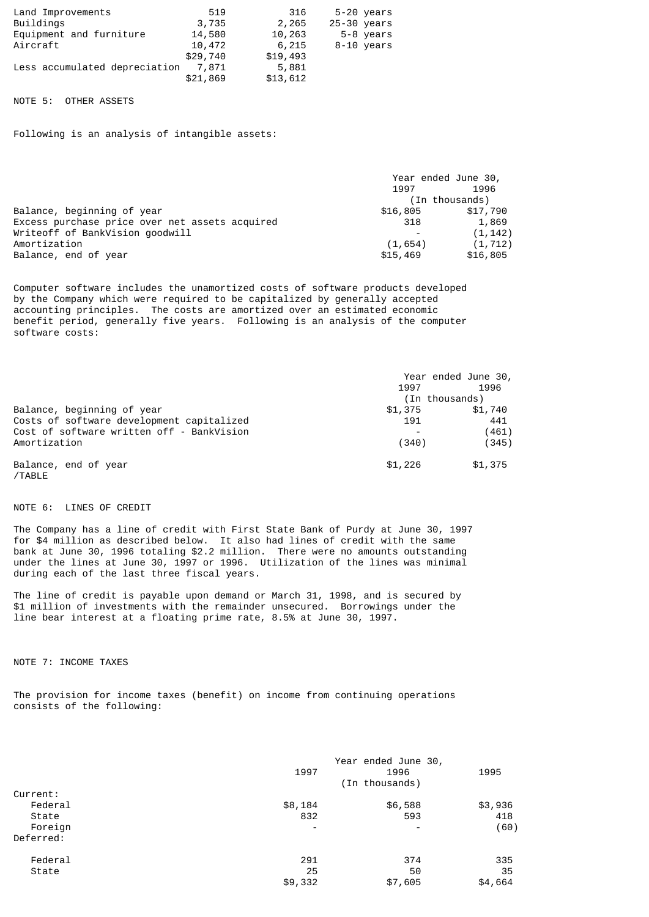| | | | |
|---|---|---|---|
| Land Improvements | 519 | 316 | 5-20 years |
| Buildings | 3,735 | 2,265 | 25-30 years |
| Equipment and furniture | 14,580 | 10,263 | 5-8 years |
| Aircraft | 10,472 | 6,215 | 8-10 years |
| | $29,740 | $19,493 | |
| Less accumulated depreciation | 7,871 | 5,881 | |
| | $21,869 | $13,612 | |

NOTE 5: OTHER ASSETS

Following is an analysis of intangible assets:

| | Year ended June 30, 1997 | 1996 |
|---|---|---|
| | (In thousands) | |
| Balance, beginning of year | $16,805 | $17,790 |
| Excess purchase price over net assets acquired | 318 | 1,869 |
| Writeoff of BankVision goodwill | - | (1,142) |
| Amortization | (1,654) | (1,712) |
| Balance, end of year | $15,469 | $16,805 |

Computer software includes the unamortized costs of software products developed by the Company which were required to be capitalized by generally accepted accounting principles. The costs are amortized over an estimated economic benefit period, generally five years. Following is an analysis of the computer software costs:

| | Year ended June 30, 1997 | 1996 |
|---|---|---|
| | (In thousands) | |
| Balance, beginning of year | $1,375 | $1,740 |
| Costs of software development capitalized | 191 | 441 |
| Cost of software written off - BankVision | - | (461) |
| Amortization | (340) | (345) |
| Balance, end of year | $1,226 | $1,375 |

/TABLE

NOTE 6: LINES OF CREDIT

The Company has a line of credit with First State Bank of Purdy at June 30, 1997 for $4 million as described below. It also had lines of credit with the same bank at June 30, 1996 totaling $2.2 million. There were no amounts outstanding under the lines at June 30, 1997 or 1996. Utilization of the lines was minimal during each of the last three fiscal years.

The line of credit is payable upon demand or March 31, 1998, and is secured by $1 million of investments with the remainder unsecured. Borrowings under the line bear interest at a floating prime rate, 8.5% at June 30, 1997.

NOTE 7: INCOME TAXES

The provision for income taxes (benefit) on income from continuing operations consists of the following:

| | Year ended June 30, 1997 | 1996 | 1995 |
|---|---|---|---|
| | (In thousands) | | |
| Current: | | | |
| Federal | $8,184 | $6,588 | $3,936 |
| State | 832 | 593 | 418 |
| Foreign | - | - | (60) |
| Deferred: | | | |
| Federal | 291 | 374 | 335 |
| State | 25 | 50 | 35 |
| | $9,332 | $7,605 | $4,664 |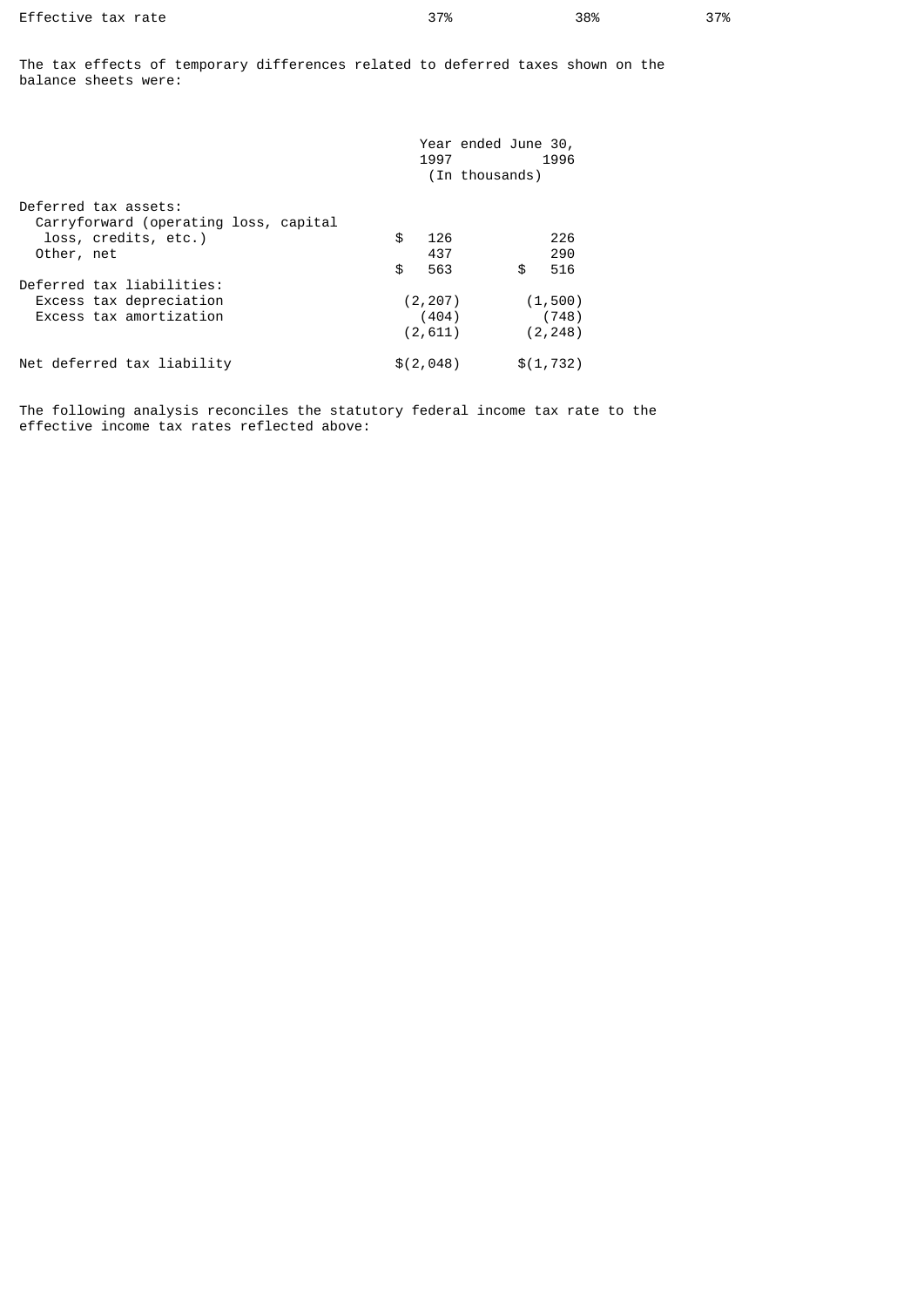| | | | |
|---|---|---|---|
| Effective tax rate | 37% | 38% | 37% |

The tax effects of temporary differences related to deferred taxes shown on the balance sheets were:

| | Year ended June 30, 1997 | 1996 |
|---|---|---|
| | (In thousands) | |
| Deferred tax assets: | | |
| Carryforward (operating loss, capital loss, credits, etc.) | $ 126 | 226 |
| Other, net | 437 | 290 |
| | $ 563 | $ 516 |
| Deferred tax liabilities: | | |
| Excess tax depreciation | (2,207) | (1,500) |
| Excess tax amortization | (404) | (748) |
| | (2,611) | (2,248) |
| Net deferred tax liability | $(2,048) | $(1,732) |

The following analysis reconciles the statutory federal income tax rate to the effective income tax rates reflected above: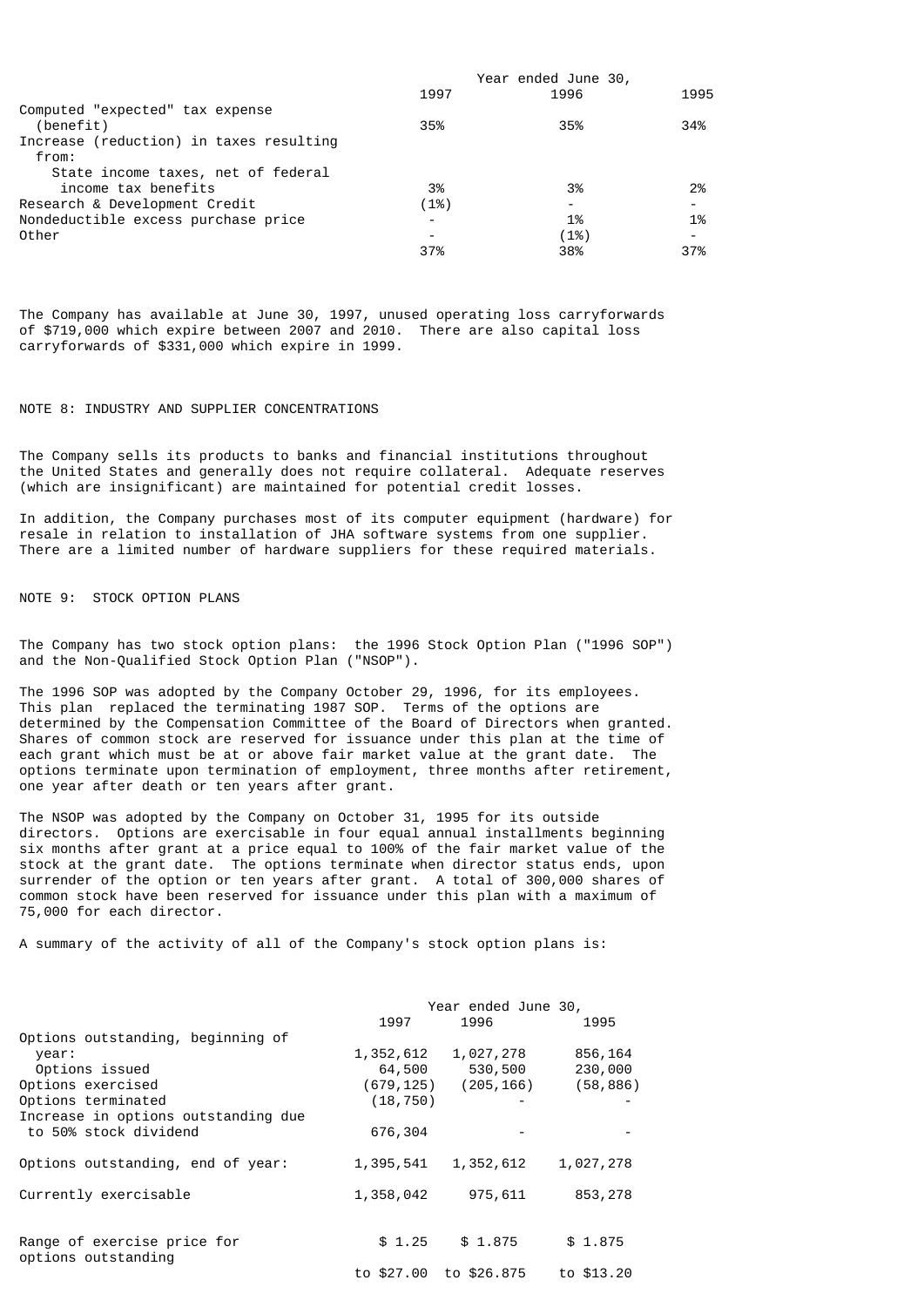| | Year ended June 30, | | |
|---|---|---|---|
| | 1997 | 1996 | 1995 |
| Computed "expected" tax expense (benefit) | 35% | 35% | 34% |
| Increase (reduction) in taxes resulting from: | | | |
| State income taxes, net of federal income tax benefits | 3% | 3% | 2% |
| Research & Development Credit | (1%) | - | - |
| Nondeductible excess purchase price | - | 1% | 1% |
| Other | - | (1%) | - |
| | 37% | 38% | 37% |

The Company has available at June 30, 1997, unused operating loss carryforwards of $719,000 which expire between 2007 and 2010. There are also capital loss carryforwards of $331,000 which expire in 1999.

NOTE 8: INDUSTRY AND SUPPLIER CONCENTRATIONS

The Company sells its products to banks and financial institutions throughout the United States and generally does not require collateral. Adequate reserves (which are insignificant) are maintained for potential credit losses.

In addition, the Company purchases most of its computer equipment (hardware) for resale in relation to installation of JHA software systems from one supplier. There are a limited number of hardware suppliers for these required materials.

NOTE 9: STOCK OPTION PLANS

The Company has two stock option plans: the 1996 Stock Option Plan ("1996 SOP") and the Non-Qualified Stock Option Plan ("NSOP").

The 1996 SOP was adopted by the Company October 29, 1996, for its employees. This plan replaced the terminating 1987 SOP. Terms of the options are determined by the Compensation Committee of the Board of Directors when granted. Shares of common stock are reserved for issuance under this plan at the time of each grant which must be at or above fair market value at the grant date. The options terminate upon termination of employment, three months after retirement, one year after death or ten years after grant.

The NSOP was adopted by the Company on October 31, 1995 for its outside directors. Options are exercisable in four equal annual installments beginning six months after grant at a price equal to 100% of the fair market value of the stock at the grant date. The options terminate when director status ends, upon surrender of the option or ten years after grant. A total of 300,000 shares of common stock have been reserved for issuance under this plan with a maximum of 75,000 for each director.

A summary of the activity of all of the Company's stock option plans is:

| | Year ended June 30, | | |
|---|---|---|---|
| | 1997 | 1996 | 1995 |
| Options outstanding, beginning of year: | 1,352,612 | 1,027,278 | 856,164 |
| Options issued | 64,500 | 530,500 | 230,000 |
| Options exercised | (679,125) | (205,166) | (58,886) |
| Options terminated | (18,750) | - | - |
| Increase in options outstanding due to 50% stock dividend | 676,304 | - | - |
| Options outstanding, end of year: | 1,395,541 | 1,352,612 | 1,027,278 |
| Currently exercisable | 1,358,042 | 975,611 | 853,278 |
| Range of exercise price for options outstanding | $ 1.25 to $27.00 | $ 1.875 to $26.875 | $ 1.875 to $13.20 |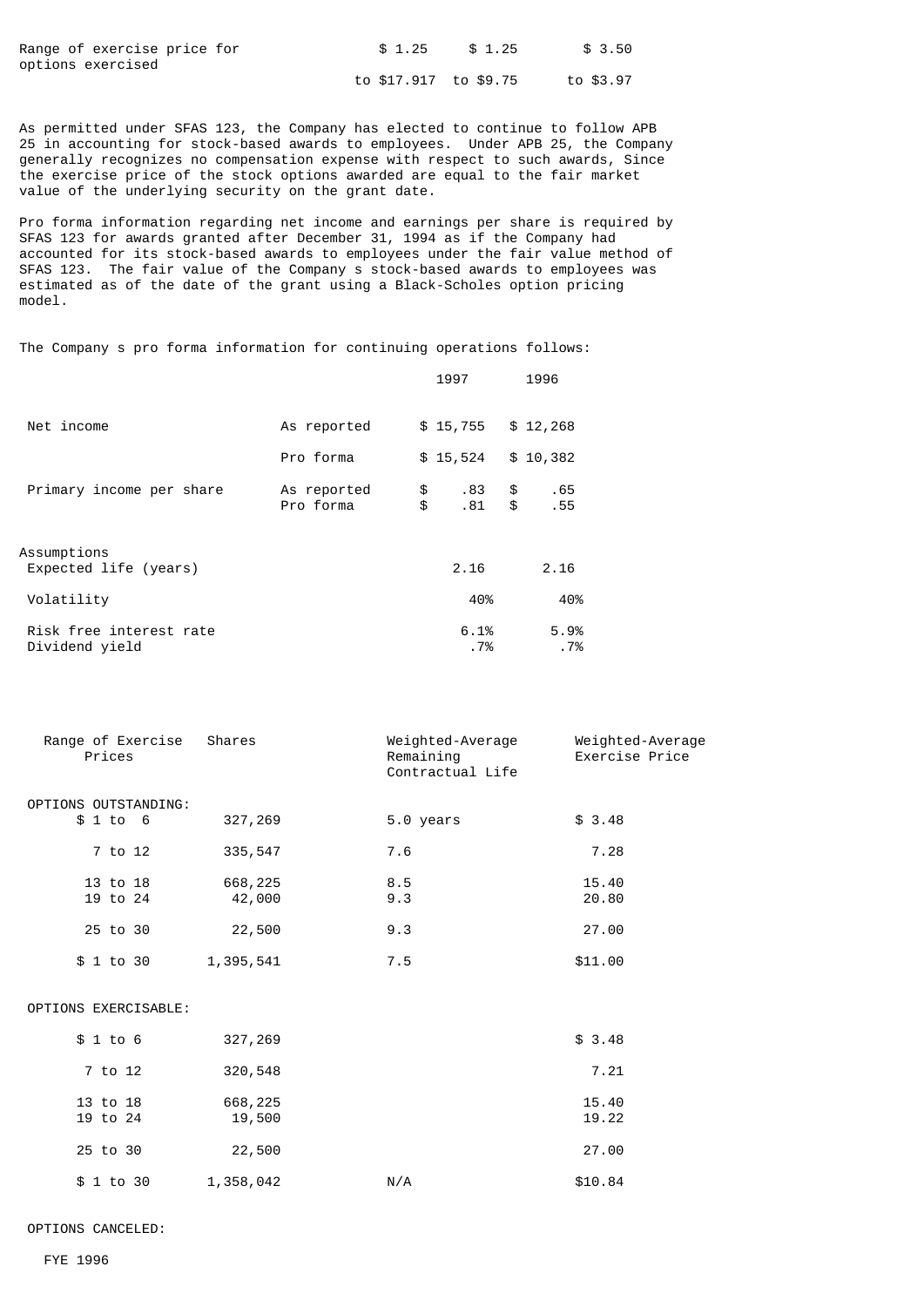| Range of exercise price for options exercised | \$ 1.25 to \$17.917 | \$ 1.25 to \$9.75 | \$ 3.50 to \$3.97 |
|---|---|---|---|

As permitted under SFAS 123, the Company has elected to continue to follow APB 25 in accounting for stock-based awards to employees. Under APB 25, the Company generally recognizes no compensation expense with respect to such awards, Since the exercise price of the stock options awarded are equal to the fair market value of the underlying security on the grant date.

Pro forma information regarding net income and earnings per share is required by SFAS 123 for awards granted after December 31, 1994 as if the Company had accounted for its stock-based awards to employees under the fair value method of SFAS 123. The fair value of the Company s stock-based awards to employees was estimated as of the date of the grant using a Black-Scholes option pricing model.

The Company s pro forma information for continuing operations follows:

| | | 1997 | 1996 |
|---|---|---|---|
| Net income | As reported | \$ 15,755 | \$ 12,268 |
| | Pro forma | \$ 15,524 | \$ 10,382 |
| Primary income per share | As reported | \$ .83 | \$ .65 |
| | Pro forma | \$ .81 | \$ .55 |
| Assumptions | | | |
| Expected life (years) | | 2.16 | 2.16 |
| Volatility | | 40% | 40% |
| Risk free interest rate | | 6.1% | 5.9% |
| Dividend yield | | .7% | .7% |

| Range of Exercise Prices | Shares | Weighted-Average Remaining Contractual Life | Weighted-Average Exercise Price |
|---|---|---|---|
| OPTIONS OUTSTANDING: | | | |
| \$ 1 to 6 | 327,269 | 5.0 years | \$ 3.48 |
| 7 to 12 | 335,547 | 7.6 | 7.28 |
| 13 to 18 | 668,225 | 8.5 | 15.40 |
| 19 to 24 | 42,000 | 9.3 | 20.80 |
| 25 to 30 | 22,500 | 9.3 | 27.00 |
| \$ 1 to 30 | 1,395,541 | 7.5 | \$11.00 |
| OPTIONS EXERCISABLE: | | | |
| \$ 1 to 6 | 327,269 | | \$ 3.48 |
| 7 to 12 | 320,548 | | 7.21 |
| 13 to 18 | 668,225 | | 15.40 |
| 19 to 24 | 19,500 | | 19.22 |
| 25 to 30 | 22,500 | | 27.00 |
| \$ 1 to 30 | 1,358,042 | N/A | \$10.84 |

OPTIONS CANCELED:

FYE 1996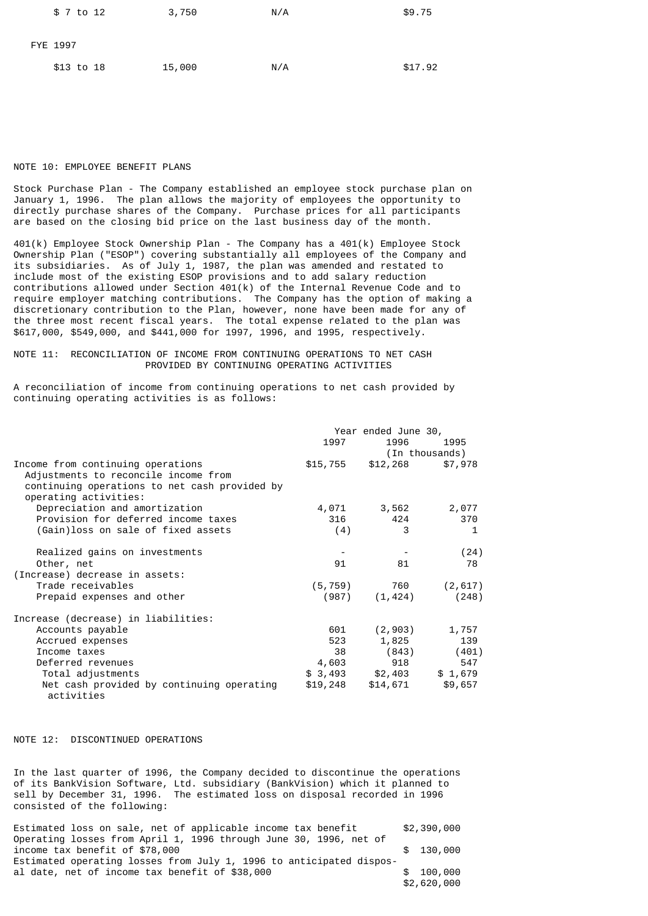| | | | |
|---|---|---|---|
| $ 7 to 12 | 3,750 | N/A | $9.75 |
| FYE 1997 | | | |
| $13 to 18 | 15,000 | N/A | $17.92 |

## NOTE 10: EMPLOYEE BENEFIT PLANS

Stock Purchase Plan - The Company established an employee stock purchase plan on January 1, 1996. The plan allows the majority of employees the opportunity to directly purchase shares of the Company. Purchase prices for all participants are based on the closing bid price on the last business day of the month.

401(k) Employee Stock Ownership Plan - The Company has a 401(k) Employee Stock Ownership Plan ("ESOP") covering substantially all employees of the Company and its subsidiaries. As of July 1, 1987, the plan was amended and restated to include most of the existing ESOP provisions and to add salary reduction contributions allowed under Section 401(k) of the Internal Revenue Code and to require employer matching contributions. The Company has the option of making a discretionary contribution to the Plan, however, none have been made for any of the three most recent fiscal years. The total expense related to the plan was $617,000, $549,000, and $441,000 for 1997, 1996, and 1995, respectively.

## NOTE 11: RECONCILIATION OF INCOME FROM CONTINUING OPERATIONS TO NET CASH PROVIDED BY CONTINUING OPERATING ACTIVITIES

A reconciliation of income from continuing operations to net cash provided by continuing operating activities is as follows:

| | Year ended June 30, | | |
|---|---|---|---|
| | 1997 | 1996 | 1995 |
| | (In thousands) | | |
| Income from continuing operations | $15,755 | $12,268 | $7,978 |
| Adjustments to reconcile income from continuing operations to net cash provided by operating activities: | | | |
| Depreciation and amortization | 4,071 | 3,562 | 2,077 |
| Provision for deferred income taxes | 316 | 424 | 370 |
| (Gain)loss on sale of fixed assets | (4) | 3 | 1 |
| Realized gains on investments | - | - | (24) |
| Other, net | 91 | 81 | 78 |
| (Increase) decrease in assets: | | | |
| Trade receivables | (5,759) | 760 | (2,617) |
| Prepaid expenses and other | (987) | (1,424) | (248) |
| Increase (decrease) in liabilities: | | | |
| Accounts payable | 601 | (2,903) | 1,757 |
| Accrued expenses | 523 | 1,825 | 139 |
| Income taxes | 38 | (843) | (401) |
| Deferred revenues | 4,603 | 918 | 547 |
| Total adjustments | $ 3,493 | $2,403 | $ 1,679 |
| Net cash provided by continuing operating activities | $19,248 | $14,671 | $9,657 |

## NOTE 12: DISCONTINUED OPERATIONS

In the last quarter of 1996, the Company decided to discontinue the operations of its BankVision Software, Ltd. subsidiary (BankVision) which it planned to sell by December 31, 1996. The estimated loss on disposal recorded in 1996 consisted of the following:

| | |
|---|---|
| Estimated loss on sale, net of applicable income tax benefit | $2,390,000 |
| Operating losses from April 1, 1996 through June 30, 1996, net of income tax benefit of $78,000 | $ 130,000 |
| Estimated operating losses from July 1, 1996 to anticipated disposal date, net of income tax benefit of $38,000 | $ 100,000 |
| | $2,620,000 |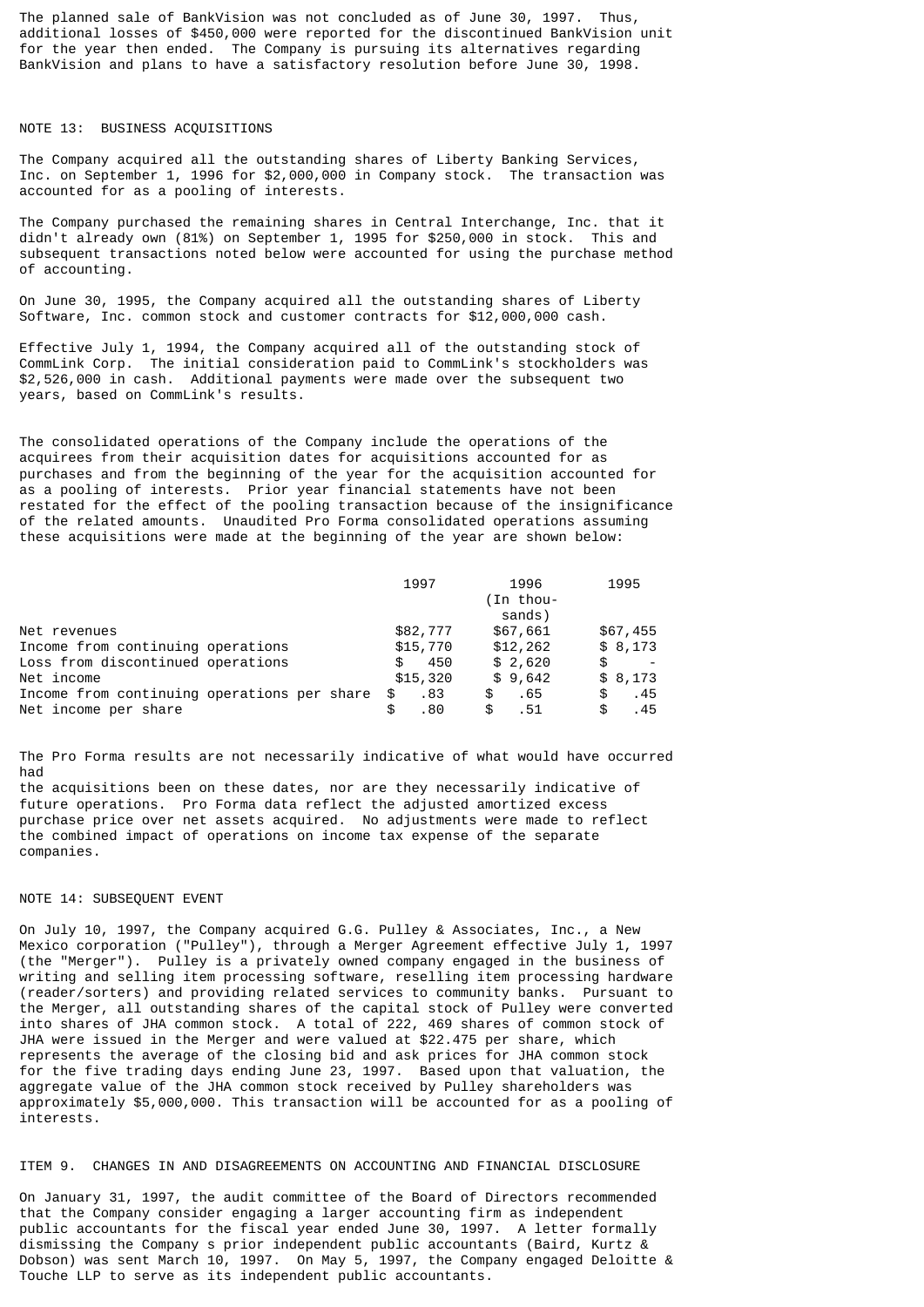The planned sale of BankVision was not concluded as of June 30, 1997. Thus, additional losses of $450,000 were reported for the discontinued BankVision unit for the year then ended. The Company is pursuing its alternatives regarding BankVision and plans to have a satisfactory resolution before June 30, 1998.

## NOTE 13: BUSINESS ACQUISITIONS

The Company acquired all the outstanding shares of Liberty Banking Services, Inc. on September 1, 1996 for $2,000,000 in Company stock. The transaction was accounted for as a pooling of interests.

The Company purchased the remaining shares in Central Interchange, Inc. that it didn't already own (81%) on September 1, 1995 for $250,000 in stock. This and subsequent transactions noted below were accounted for using the purchase method of accounting.

On June 30, 1995, the Company acquired all the outstanding shares of Liberty Software, Inc. common stock and customer contracts for $12,000,000 cash.

Effective July 1, 1994, the Company acquired all of the outstanding stock of CommLink Corp. The initial consideration paid to CommLink's stockholders was $2,526,000 in cash. Additional payments were made over the subsequent two years, based on CommLink's results.

The consolidated operations of the Company include the operations of the acquirees from their acquisition dates for acquisitions accounted for as purchases and from the beginning of the year for the acquisition accounted for as a pooling of interests. Prior year financial statements have not been restated for the effect of the pooling transaction because of the insignificance of the related amounts. Unaudited Pro Forma consolidated operations assuming these acquisitions were made at the beginning of the year are shown below:

| | 1997 | 1996 (In thousands) | 1995 |
|---|---|---|---|
| Net revenues | $82,777 | $67,661 | $67,455 |
| Income from continuing operations | $15,770 | $12,262 | $ 8,173 |
| Loss from discontinued operations | $ 450 | $ 2,620 | $ - |
| Net income | $15,320 | $ 9,642 | $ 8,173 |
| Income from continuing operations per share | $ .83 | $ .65 | $ .45 |
| Net income per share | $ .80 | $ .51 | $ .45 |

The Pro Forma results are not necessarily indicative of what would have occurred had the acquisitions been on these dates, nor are they necessarily indicative of future operations. Pro Forma data reflect the adjusted amortized excess purchase price over net assets acquired. No adjustments were made to reflect the combined impact of operations on income tax expense of the separate companies.

## NOTE 14: SUBSEQUENT EVENT

On July 10, 1997, the Company acquired G.G. Pulley & Associates, Inc., a New Mexico corporation ("Pulley"), through a Merger Agreement effective July 1, 1997 (the "Merger"). Pulley is a privately owned company engaged in the business of writing and selling item processing software, reselling item processing hardware (reader/sorters) and providing related services to community banks. Pursuant to the Merger, all outstanding shares of the capital stock of Pulley were converted into shares of JHA common stock. A total of 222, 469 shares of common stock of JHA were issued in the Merger and were valued at $22.475 per share, which represents the average of the closing bid and ask prices for JHA common stock for the five trading days ending June 23, 1997. Based upon that valuation, the aggregate value of the JHA common stock received by Pulley shareholders was approximately $5,000,000. This transaction will be accounted for as a pooling of interests.

## ITEM 9. CHANGES IN AND DISAGREEMENTS ON ACCOUNTING AND FINANCIAL DISCLOSURE

On January 31, 1997, the audit committee of the Board of Directors recommended that the Company consider engaging a larger accounting firm as independent public accountants for the fiscal year ended June 30, 1997. A letter formally dismissing the Company s prior independent public accountants (Baird, Kurtz & Dobson) was sent March 10, 1997. On May 5, 1997, the Company engaged Deloitte & Touche LLP to serve as its independent public accountants.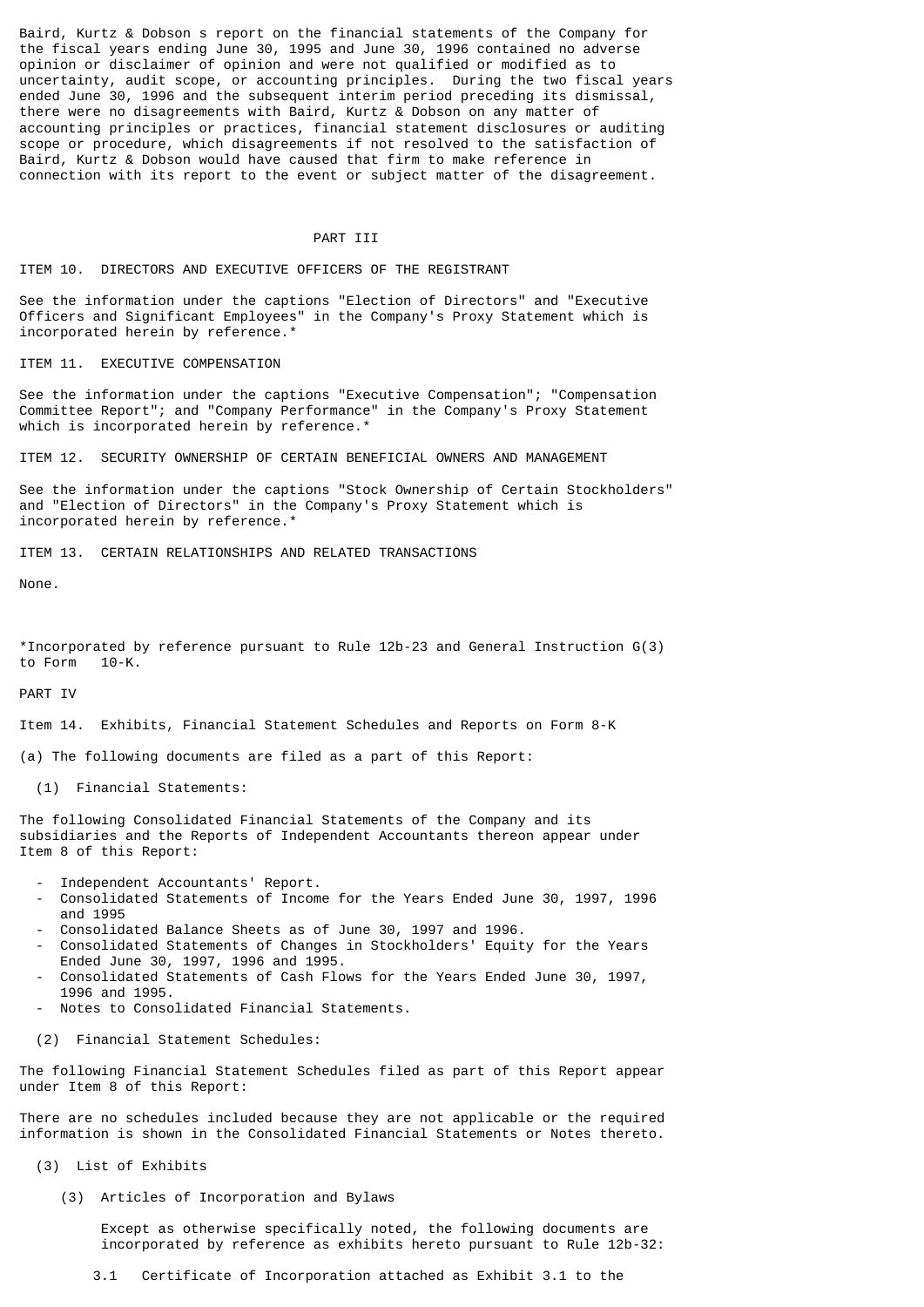Baird, Kurtz & Dobson s report on the financial statements of the Company for the fiscal years ending June 30, 1995 and June 30, 1996 contained no adverse opinion or disclaimer of opinion and were not qualified or modified as to uncertainty, audit scope, or accounting principles. During the two fiscal years ended June 30, 1996 and the subsequent interim period preceding its dismissal, there were no disagreements with Baird, Kurtz & Dobson on any matter of accounting principles or practices, financial statement disclosures or auditing scope or procedure, which disagreements if not resolved to the satisfaction of Baird, Kurtz & Dobson would have caused that firm to make reference in connection with its report to the event or subject matter of the disagreement.

# PART III

## ITEM 10. DIRECTORS AND EXECUTIVE OFFICERS OF THE REGISTRANT

See the information under the captions "Election of Directors" and "Executive Officers and Significant Employees" in the Company's Proxy Statement which is incorporated herein by reference.*

## ITEM 11. EXECUTIVE COMPENSATION

See the information under the captions "Executive Compensation"; "Compensation Committee Report"; and "Company Performance" in the Company's Proxy Statement which is incorporated herein by reference.*

## ITEM 12. SECURITY OWNERSHIP OF CERTAIN BENEFICIAL OWNERS AND MANAGEMENT

See the information under the captions "Stock Ownership of Certain Stockholders" and "Election of Directors" in the Company's Proxy Statement which is incorporated herein by reference.*

## ITEM 13. CERTAIN RELATIONSHIPS AND RELATED TRANSACTIONS

None.

*Incorporated by reference pursuant to Rule 12b-23 and General Instruction G(3) to Form 10-K.

# PART IV

## Item 14. Exhibits, Financial Statement Schedules and Reports on Form 8-K

(a) The following documents are filed as a part of this Report:

(1) Financial Statements:

The following Consolidated Financial Statements of the Company and its subsidiaries and the Reports of Independent Accountants thereon appear under Item 8 of this Report:

- Independent Accountants' Report.
- Consolidated Statements of Income for the Years Ended June 30, 1997, 1996 and 1995
- Consolidated Balance Sheets as of June 30, 1997 and 1996.
- Consolidated Statements of Changes in Stockholders' Equity for the Years Ended June 30, 1997, 1996 and 1995.
- Consolidated Statements of Cash Flows for the Years Ended June 30, 1997, 1996 and 1995.
- Notes to Consolidated Financial Statements.

(2) Financial Statement Schedules:

The following Financial Statement Schedules filed as part of this Report appear under Item 8 of this Report:

There are no schedules included because they are not applicable or the required information is shown in the Consolidated Financial Statements or Notes thereto.

(3) List of Exhibits

(3) Articles of Incorporation and Bylaws

Except as otherwise specifically noted, the following documents are incorporated by reference as exhibits hereto pursuant to Rule 12b-32:

3.1 Certificate of Incorporation attached as Exhibit 3.1 to the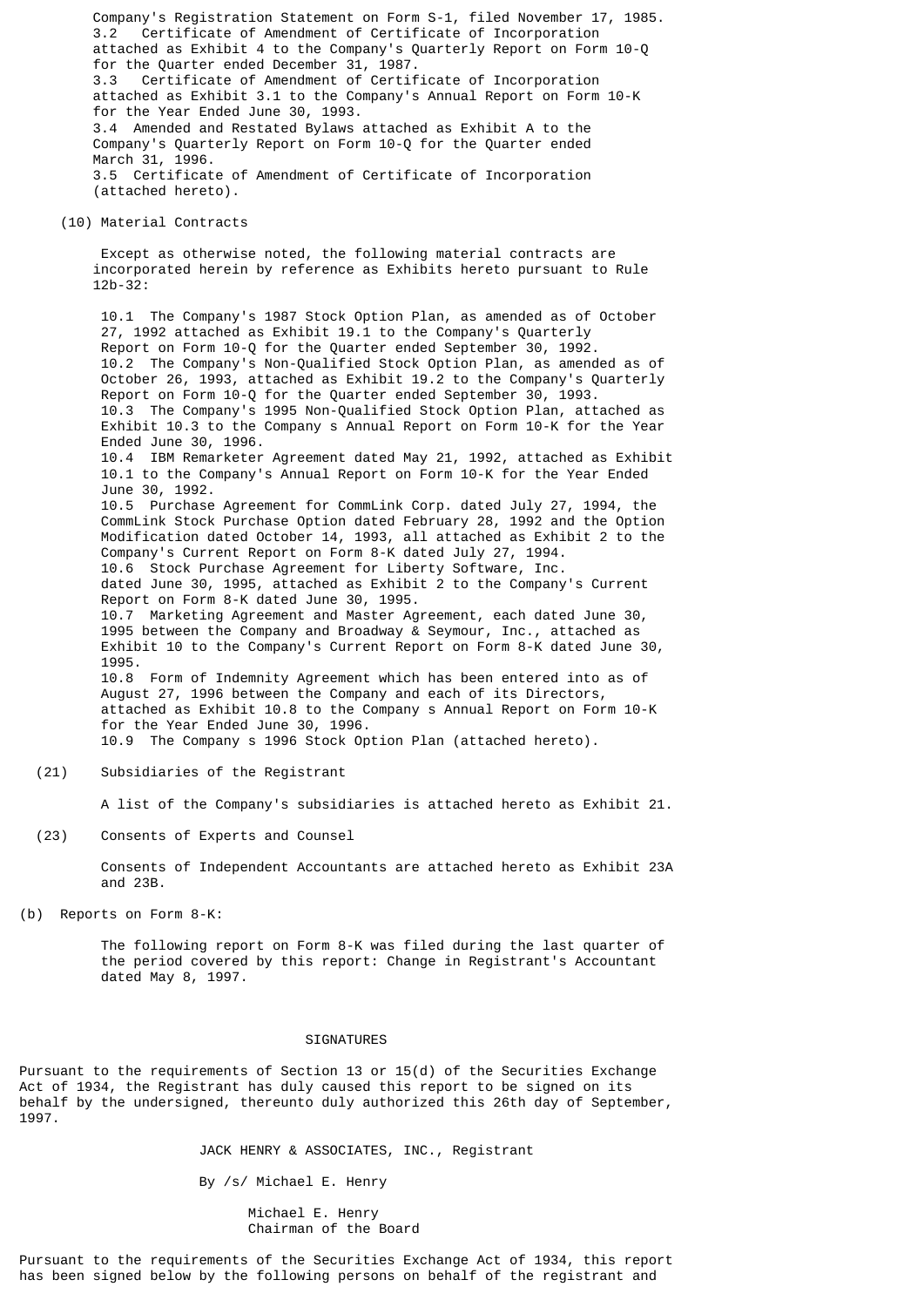Company's Registration Statement on Form S-1, filed November 17, 1985.

3.2 Certificate of Amendment of Certificate of Incorporation attached as Exhibit 4 to the Company's Quarterly Report on Form 10-Q for the Quarter ended December 31, 1987.

3.3 Certificate of Amendment of Certificate of Incorporation attached as Exhibit 3.1 to the Company's Annual Report on Form 10-K for the Year Ended June 30, 1993.

3.4 Amended and Restated Bylaws attached as Exhibit A to the Company's Quarterly Report on Form 10-Q for the Quarter ended March 31, 1996.

3.5 Certificate of Amendment of Certificate of Incorporation (attached hereto).

(10) Material Contracts

Except as otherwise noted, the following material contracts are incorporated herein by reference as Exhibits hereto pursuant to Rule 12b-32:

10.1 The Company's 1987 Stock Option Plan, as amended as of October 27, 1992 attached as Exhibit 19.1 to the Company's Quarterly Report on Form 10-Q for the Quarter ended September 30, 1992.

10.2 The Company's Non-Qualified Stock Option Plan, as amended as of October 26, 1993, attached as Exhibit 19.2 to the Company's Quarterly Report on Form 10-Q for the Quarter ended September 30, 1993.

10.3 The Company's 1995 Non-Qualified Stock Option Plan, attached as Exhibit 10.3 to the Company s Annual Report on Form 10-K for the Year Ended June 30, 1996.

10.4 IBM Remarketer Agreement dated May 21, 1992, attached as Exhibit 10.1 to the Company's Annual Report on Form 10-K for the Year Ended June 30, 1992.

10.5 Purchase Agreement for CommLink Corp. dated July 27, 1994, the CommLink Stock Purchase Option dated February 28, 1992 and the Option Modification dated October 14, 1993, all attached as Exhibit 2 to the Company's Current Report on Form 8-K dated July 27, 1994.

10.6 Stock Purchase Agreement for Liberty Software, Inc. dated June 30, 1995, attached as Exhibit 2 to the Company's Current Report on Form 8-K dated June 30, 1995.

10.7 Marketing Agreement and Master Agreement, each dated June 30, 1995 between the Company and Broadway & Seymour, Inc., attached as Exhibit 10 to the Company's Current Report on Form 8-K dated June 30, 1995.

10.8 Form of Indemnity Agreement which has been entered into as of August 27, 1996 between the Company and each of its Directors, attached as Exhibit 10.8 to the Company s Annual Report on Form 10-K for the Year Ended June 30, 1996.

10.9 The Company s 1996 Stock Option Plan (attached hereto).

(21) Subsidiaries of the Registrant

A list of the Company's subsidiaries is attached hereto as Exhibit 21.

(23) Consents of Experts and Counsel

Consents of Independent Accountants are attached hereto as Exhibit 23A and 23B.

(b) Reports on Form 8-K:

The following report on Form 8-K was filed during the last quarter of the period covered by this report: Change in Registrant's Accountant dated May 8, 1997.

SIGNATURES

Pursuant to the requirements of Section 13 or 15(d) of the Securities Exchange Act of 1934, the Registrant has duly caused this report to be signed on its behalf by the undersigned, thereunto duly authorized this 26th day of September, 1997.

JACK HENRY & ASSOCIATES, INC., Registrant

By /s/ Michael E. Henry

Michael E. Henry
Chairman of the Board

Pursuant to the requirements of the Securities Exchange Act of 1934, this report has been signed below by the following persons on behalf of the registrant and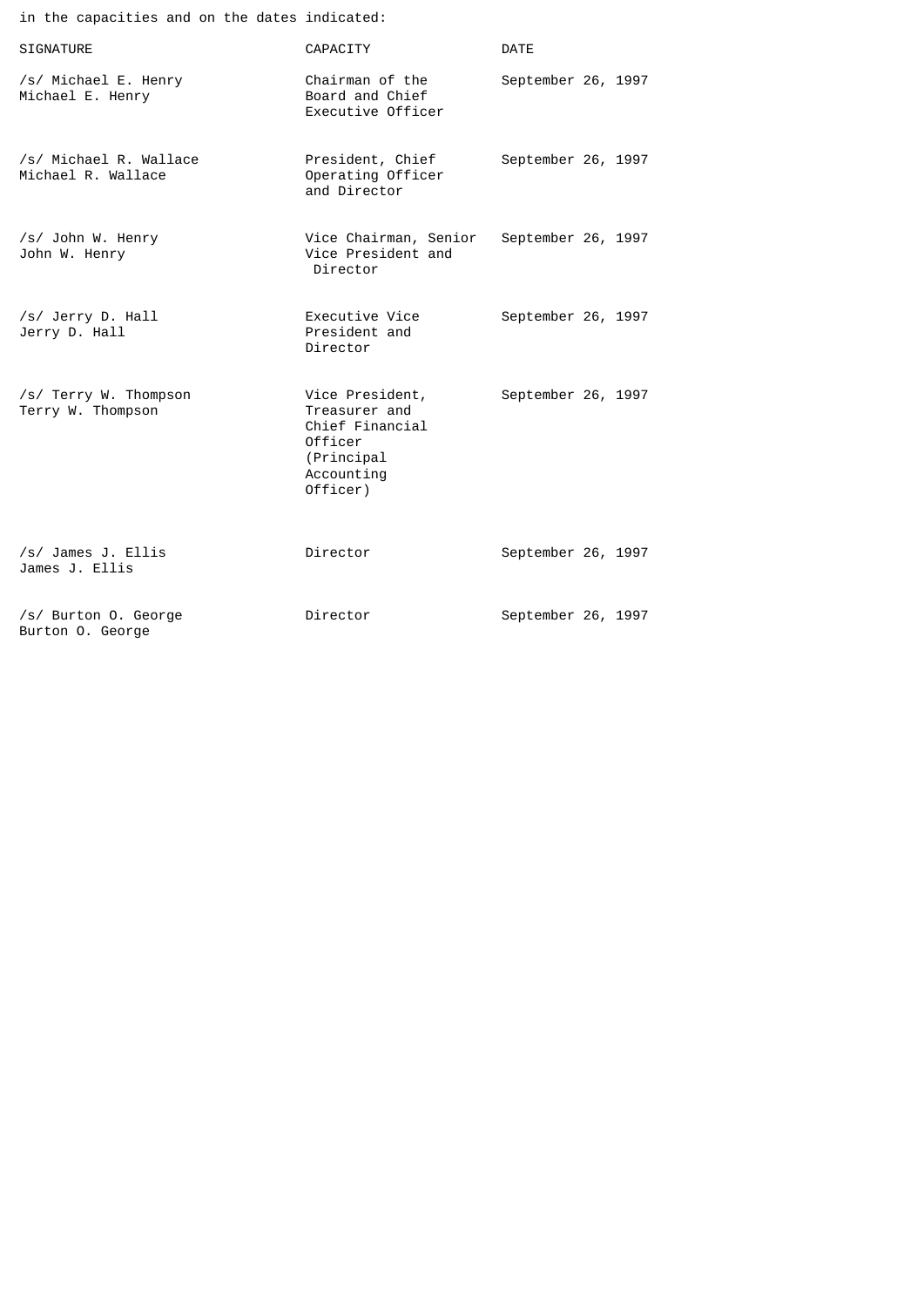in the capacities and on the dates indicated:

| SIGNATURE | CAPACITY | DATE |
|---|---|---|
| /s/ Michael E. Henry<br>Michael E. Henry | Chairman of the Board and Chief Executive Officer | September 26, 1997 |
| /s/ Michael R. Wallace<br>Michael R. Wallace | President, Chief Operating Officer and Director | September 26, 1997 |
| /s/ John W. Henry<br>John W. Henry | Vice Chairman, Senior Vice President and Director | September 26, 1997 |
| /s/ Jerry D. Hall<br>Jerry D. Hall | Executive Vice President and Director | September 26, 1997 |
| /s/ Terry W. Thompson<br>Terry W. Thompson | Vice President, Treasurer and Chief Financial Officer (Principal Accounting Officer) | September 26, 1997 |
| /s/ James J. Ellis<br>James J. Ellis | Director | September 26, 1997 |
| /s/ Burton O. George<br>Burton O. George | Director | September 26, 1997 |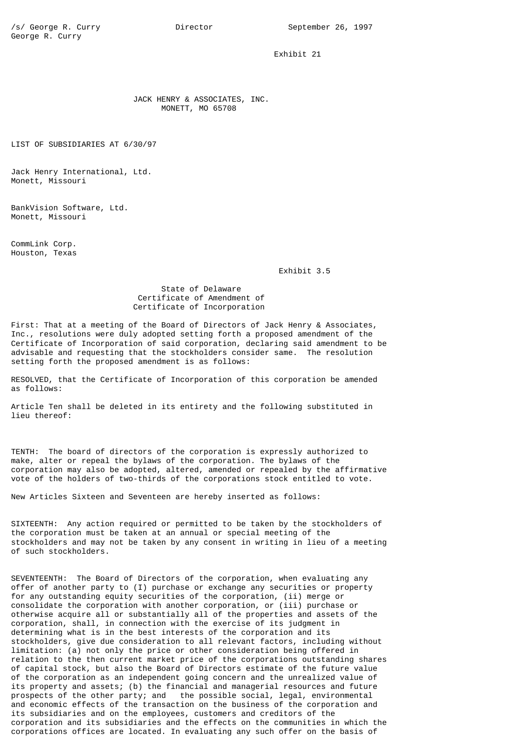/s/ George R. Curry Director September 26, 1997
George R. Curry

Exhibit 21

JACK HENRY & ASSOCIATES, INC.
MONETT, MO 65708

LIST OF SUBSIDIARIES AT 6/30/97

Jack Henry International, Ltd.
Monett, Missouri

BankVision Software, Ltd.
Monett, Missouri

CommLink Corp.
Houston, Texas

Exhibit 3.5

State of Delaware
Certificate of Amendment of
Certificate of Incorporation

First: That at a meeting of the Board of Directors of Jack Henry & Associates, Inc., resolutions were duly adopted setting forth a proposed amendment of the Certificate of Incorporation of said corporation, declaring said amendment to be advisable and requesting that the stockholders consider same. The resolution setting forth the proposed amendment is as follows:

RESOLVED, that the Certificate of Incorporation of this corporation be amended as follows:

Article Ten shall be deleted in its entirety and the following substituted in lieu thereof:

TENTH: The board of directors of the corporation is expressly authorized to make, alter or repeal the bylaws of the corporation. The bylaws of the corporation may also be adopted, altered, amended or repealed by the affirmative vote of the holders of two-thirds of the corporations stock entitled to vote.

New Articles Sixteen and Seventeen are hereby inserted as follows:

SIXTEENTH: Any action required or permitted to be taken by the stockholders of the corporation must be taken at an annual or special meeting of the stockholders and may not be taken by any consent in writing in lieu of a meeting of such stockholders.

SEVENTEENTH: The Board of Directors of the corporation, when evaluating any offer of another party to (I) purchase or exchange any securities or property for any outstanding equity securities of the corporation, (ii) merge or consolidate the corporation with another corporation, or (iii) purchase or otherwise acquire all or substantially all of the properties and assets of the corporation, shall, in connection with the exercise of its judgment in determining what is in the best interests of the corporation and its stockholders, give due consideration to all relevant factors, including without limitation: (a) not only the price or other consideration being offered in relation to the then current market price of the corporations outstanding shares of capital stock, but also the Board of Directors estimate of the future value of the corporation as an independent going concern and the unrealized value of its property and assets; (b) the financial and managerial resources and future prospects of the other party; and the possible social, legal, environmental and economic effects of the transaction on the business of the corporation and its subsidiaries and on the employees, customers and creditors of the corporation and its subsidiaries and the effects on the communities in which the corporations offices are located. In evaluating any such offer on the basis of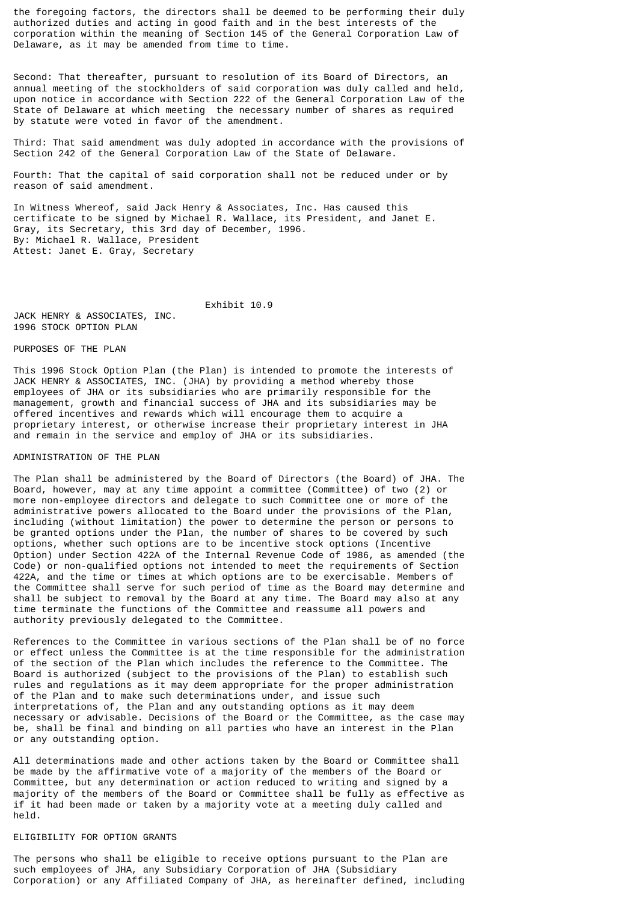the foregoing factors, the directors shall be deemed to be performing their duly authorized duties and acting in good faith and in the best interests of the corporation within the meaning of Section 145 of the General Corporation Law of Delaware, as it may be amended from time to time.

Second: That thereafter, pursuant to resolution of its Board of Directors, an annual meeting of the stockholders of said corporation was duly called and held, upon notice in accordance with Section 222 of the General Corporation Law of the State of Delaware at which meeting the necessary number of shares as required by statute were voted in favor of the amendment.

Third: That said amendment was duly adopted in accordance with the provisions of Section 242 of the General Corporation Law of the State of Delaware.

Fourth: That the capital of said corporation shall not be reduced under or by reason of said amendment.

In Witness Whereof, said Jack Henry & Associates, Inc. Has caused this certificate to be signed by Michael R. Wallace, its President, and Janet E. Gray, its Secretary, this 3rd day of December, 1996.
By: Michael R. Wallace, President
Attest: Janet E. Gray, Secretary

Exhibit 10.9

JACK HENRY & ASSOCIATES, INC.
1996 STOCK OPTION PLAN

PURPOSES OF THE PLAN

This 1996 Stock Option Plan (the Plan) is intended to promote the interests of JACK HENRY & ASSOCIATES, INC. (JHA) by providing a method whereby those employees of JHA or its subsidiaries who are primarily responsible for the management, growth and financial success of JHA and its subsidiaries may be offered incentives and rewards which will encourage them to acquire a proprietary interest, or otherwise increase their proprietary interest in JHA and remain in the service and employ of JHA or its subsidiaries.

ADMINISTRATION OF THE PLAN

The Plan shall be administered by the Board of Directors (the Board) of JHA. The Board, however, may at any time appoint a committee (Committee) of two (2) or more non-employee directors and delegate to such Committee one or more of the administrative powers allocated to the Board under the provisions of the Plan, including (without limitation) the power to determine the person or persons to be granted options under the Plan, the number of shares to be covered by such options, whether such options are to be incentive stock options (Incentive Option) under Section 422A of the Internal Revenue Code of 1986, as amended (the Code) or non-qualified options not intended to meet the requirements of Section 422A, and the time or times at which options are to be exercisable. Members of the Committee shall serve for such period of time as the Board may determine and shall be subject to removal by the Board at any time. The Board may also at any time terminate the functions of the Committee and reassume all powers and authority previously delegated to the Committee.

References to the Committee in various sections of the Plan shall be of no force or effect unless the Committee is at the time responsible for the administration of the section of the Plan which includes the reference to the Committee. The Board is authorized (subject to the provisions of the Plan) to establish such rules and regulations as it may deem appropriate for the proper administration of the Plan and to make such determinations under, and issue such interpretations of, the Plan and any outstanding options as it may deem necessary or advisable. Decisions of the Board or the Committee, as the case may be, shall be final and binding on all parties who have an interest in the Plan or any outstanding option.

All determinations made and other actions taken by the Board or Committee shall be made by the affirmative vote of a majority of the members of the Board or Committee, but any determination or action reduced to writing and signed by a majority of the members of the Board or Committee shall be fully as effective as if it had been made or taken by a majority vote at a meeting duly called and held.

ELIGIBILITY FOR OPTION GRANTS

The persons who shall be eligible to receive options pursuant to the Plan are such employees of JHA, any Subsidiary Corporation of JHA (Subsidiary Corporation) or any Affiliated Company of JHA, as hereinafter defined, including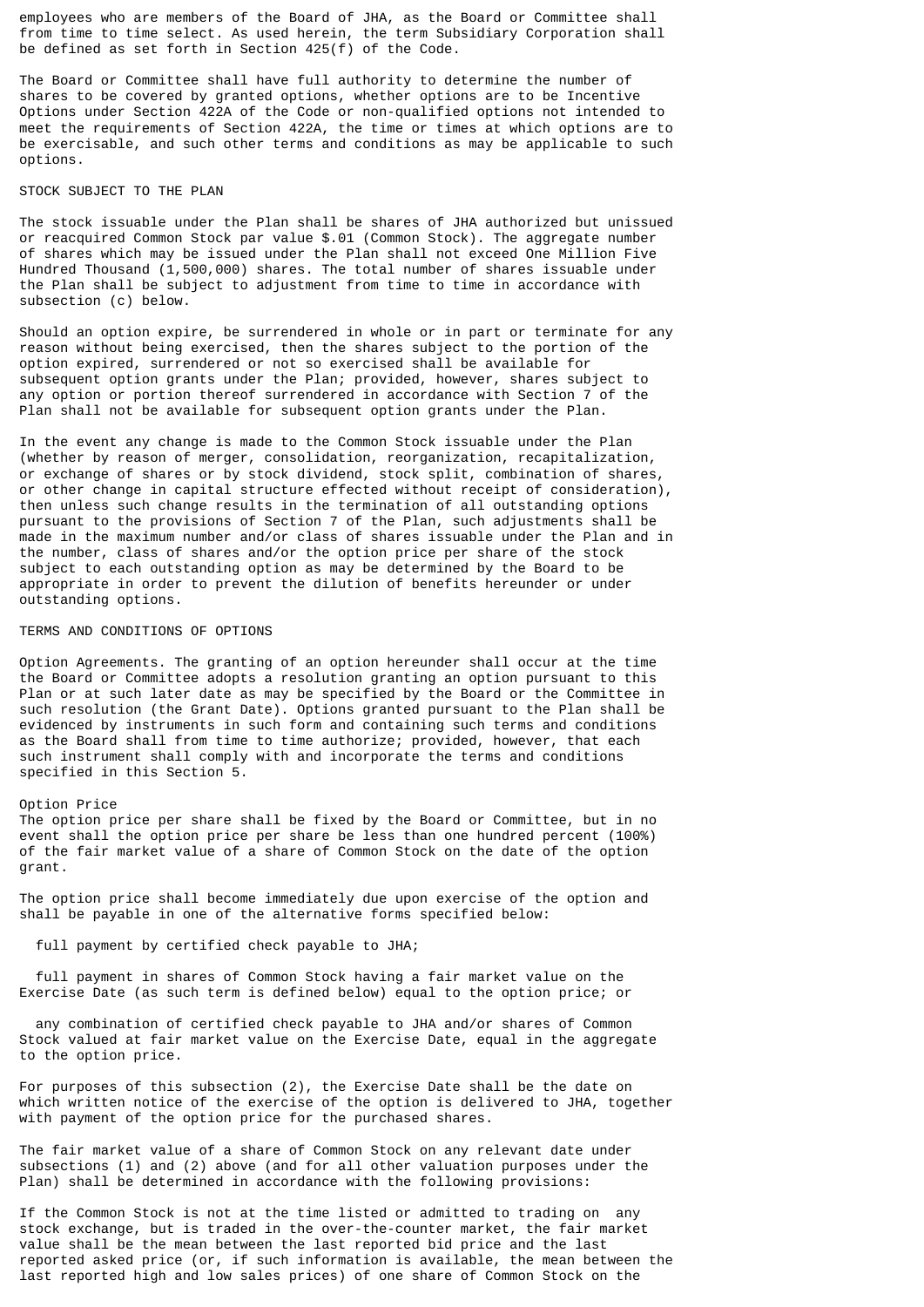employees who are members of the Board of JHA, as the Board or Committee shall from time to time select. As used herein, the term Subsidiary Corporation shall be defined as set forth in Section 425(f) of the Code.

The Board or Committee shall have full authority to determine the number of shares to be covered by granted options, whether options are to be Incentive Options under Section 422A of the Code or non-qualified options not intended to meet the requirements of Section 422A, the time or times at which options are to be exercisable, and such other terms and conditions as may be applicable to such options.

## STOCK SUBJECT TO THE PLAN

The stock issuable under the Plan shall be shares of JHA authorized but unissued or reacquired Common Stock par value $.01 (Common Stock). The aggregate number of shares which may be issued under the Plan shall not exceed One Million Five Hundred Thousand (1,500,000) shares. The total number of shares issuable under the Plan shall be subject to adjustment from time to time in accordance with subsection (c) below.

Should an option expire, be surrendered in whole or in part or terminate for any reason without being exercised, then the shares subject to the portion of the option expired, surrendered or not so exercised shall be available for subsequent option grants under the Plan; provided, however, shares subject to any option or portion thereof surrendered in accordance with Section 7 of the Plan shall not be available for subsequent option grants under the Plan.

In the event any change is made to the Common Stock issuable under the Plan (whether by reason of merger, consolidation, reorganization, recapitalization, or exchange of shares or by stock dividend, stock split, combination of shares, or other change in capital structure effected without receipt of consideration), then unless such change results in the termination of all outstanding options pursuant to the provisions of Section 7 of the Plan, such adjustments shall be made in the maximum number and/or class of shares issuable under the Plan and in the number, class of shares and/or the option price per share of the stock subject to each outstanding option as may be determined by the Board to be appropriate in order to prevent the dilution of benefits hereunder or under outstanding options.

## TERMS AND CONDITIONS OF OPTIONS

Option Agreements. The granting of an option hereunder shall occur at the time the Board or Committee adopts a resolution granting an option pursuant to this Plan or at such later date as may be specified by the Board or the Committee in such resolution (the Grant Date). Options granted pursuant to the Plan shall be evidenced by instruments in such form and containing such terms and conditions as the Board shall from time to time authorize; provided, however, that each such instrument shall comply with and incorporate the terms and conditions specified in this Section 5.

Option Price
The option price per share shall be fixed by the Board or Committee, but in no event shall the option price per share be less than one hundred percent (100%) of the fair market value of a share of Common Stock on the date of the option grant.

The option price shall become immediately due upon exercise of the option and shall be payable in one of the alternative forms specified below:

full payment by certified check payable to JHA;

full payment in shares of Common Stock having a fair market value on the Exercise Date (as such term is defined below) equal to the option price; or

any combination of certified check payable to JHA and/or shares of Common Stock valued at fair market value on the Exercise Date, equal in the aggregate to the option price.

For purposes of this subsection (2), the Exercise Date shall be the date on which written notice of the exercise of the option is delivered to JHA, together with payment of the option price for the purchased shares.

The fair market value of a share of Common Stock on any relevant date under subsections (1) and (2) above (and for all other valuation purposes under the Plan) shall be determined in accordance with the following provisions:

If the Common Stock is not at the time listed or admitted to trading on any stock exchange, but is traded in the over-the-counter market, the fair market value shall be the mean between the last reported bid price and the last reported asked price (or, if such information is available, the mean between the last reported high and low sales prices) of one share of Common Stock on the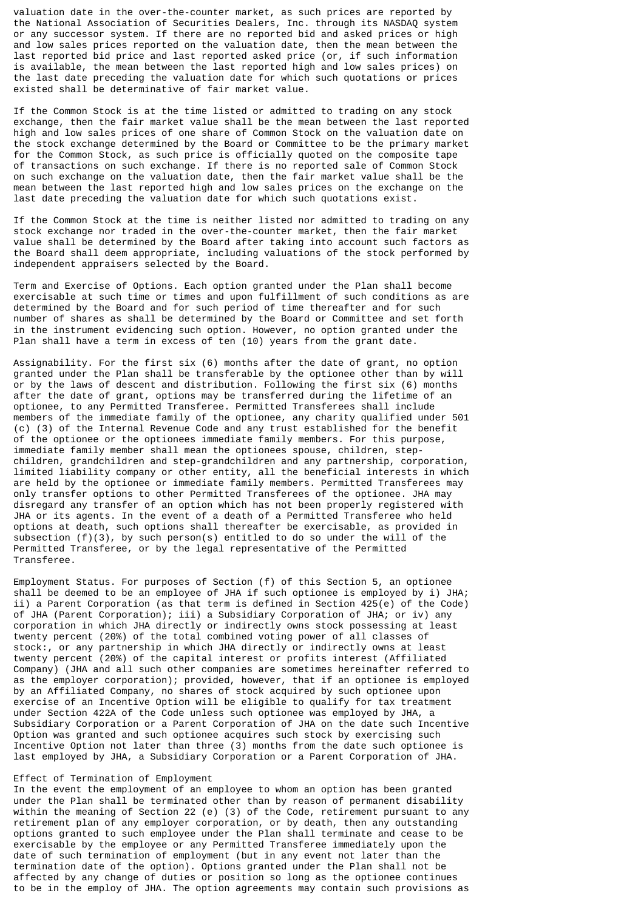valuation date in the over-the-counter market, as such prices are reported by the National Association of Securities Dealers, Inc. through its NASDAQ system or any successor system. If there are no reported bid and asked prices or high and low sales prices reported on the valuation date, then the mean between the last reported bid price and last reported asked price (or, if such information is available, the mean between the last reported high and low sales prices) on the last date preceding the valuation date for which such quotations or prices existed shall be determinative of fair market value.

If the Common Stock is at the time listed or admitted to trading on any stock exchange, then the fair market value shall be the mean between the last reported high and low sales prices of one share of Common Stock on the valuation date on the stock exchange determined by the Board or Committee to be the primary market for the Common Stock, as such price is officially quoted on the composite tape of transactions on such exchange. If there is no reported sale of Common Stock on such exchange on the valuation date, then the fair market value shall be the mean between the last reported high and low sales prices on the exchange on the last date preceding the valuation date for which such quotations exist.

If the Common Stock at the time is neither listed nor admitted to trading on any stock exchange nor traded in the over-the-counter market, then the fair market value shall be determined by the Board after taking into account such factors as the Board shall deem appropriate, including valuations of the stock performed by independent appraisers selected by the Board.

Term and Exercise of Options. Each option granted under the Plan shall become exercisable at such time or times and upon fulfillment of such conditions as are determined by the Board and for such period of time thereafter and for such number of shares as shall be determined by the Board or Committee and set forth in the instrument evidencing such option. However, no option granted under the Plan shall have a term in excess of ten (10) years from the grant date.

Assignability. For the first six (6) months after the date of grant, no option granted under the Plan shall be transferable by the optionee other than by will or by the laws of descent and distribution. Following the first six (6) months after the date of grant, options may be transferred during the lifetime of an optionee, to any Permitted Transferee. Permitted Transferees shall include members of the immediate family of the optionee, any charity qualified under 501 (c) (3) of the Internal Revenue Code and any trust established for the benefit of the optionee or the optionees immediate family members. For this purpose, immediate family member shall mean the optionees spouse, children, step-children, grandchildren and step-grandchildren and any partnership, corporation, limited liability company or other entity, all the beneficial interests in which are held by the optionee or immediate family members. Permitted Transferees may only transfer options to other Permitted Transferees of the optionee. JHA may disregard any transfer of an option which has not been properly registered with JHA or its agents. In the event of a death of a Permitted Transferee who held options at death, such options shall thereafter be exercisable, as provided in subsection (f)(3), by such person(s) entitled to do so under the will of the Permitted Transferee, or by the legal representative of the Permitted Transferee.

Employment Status. For purposes of Section (f) of this Section 5, an optionee shall be deemed to be an employee of JHA if such optionee is employed by i) JHA; ii) a Parent Corporation (as that term is defined in Section 425(e) of the Code) of JHA (Parent Corporation); iii) a Subsidiary Corporation of JHA; or iv) any corporation in which JHA directly or indirectly owns stock possessing at least twenty percent (20%) of the total combined voting power of all classes of stock:, or any partnership in which JHA directly or indirectly owns at least twenty percent (20%) of the capital interest or profits interest (Affiliated Company) (JHA and all such other companies are sometimes hereinafter referred to as the employer corporation); provided, however, that if an optionee is employed by an Affiliated Company, no shares of stock acquired by such optionee upon exercise of an Incentive Option will be eligible to qualify for tax treatment under Section 422A of the Code unless such optionee was employed by JHA, a Subsidiary Corporation or a Parent Corporation of JHA on the date such Incentive Option was granted and such optionee acquires such stock by exercising such Incentive Option not later than three (3) months from the date such optionee is last employed by JHA, a Subsidiary Corporation or a Parent Corporation of JHA.

Effect of Termination of Employment

In the event the employment of an employee to whom an option has been granted under the Plan shall be terminated other than by reason of permanent disability within the meaning of Section 22 (e) (3) of the Code, retirement pursuant to any retirement plan of any employer corporation, or by death, then any outstanding options granted to such employee under the Plan shall terminate and cease to be exercisable by the employee or any Permitted Transferee immediately upon the date of such termination of employment (but in any event not later than the termination date of the option). Options granted under the Plan shall not be affected by any change of duties or position so long as the optionee continues to be in the employ of JHA. The option agreements may contain such provisions as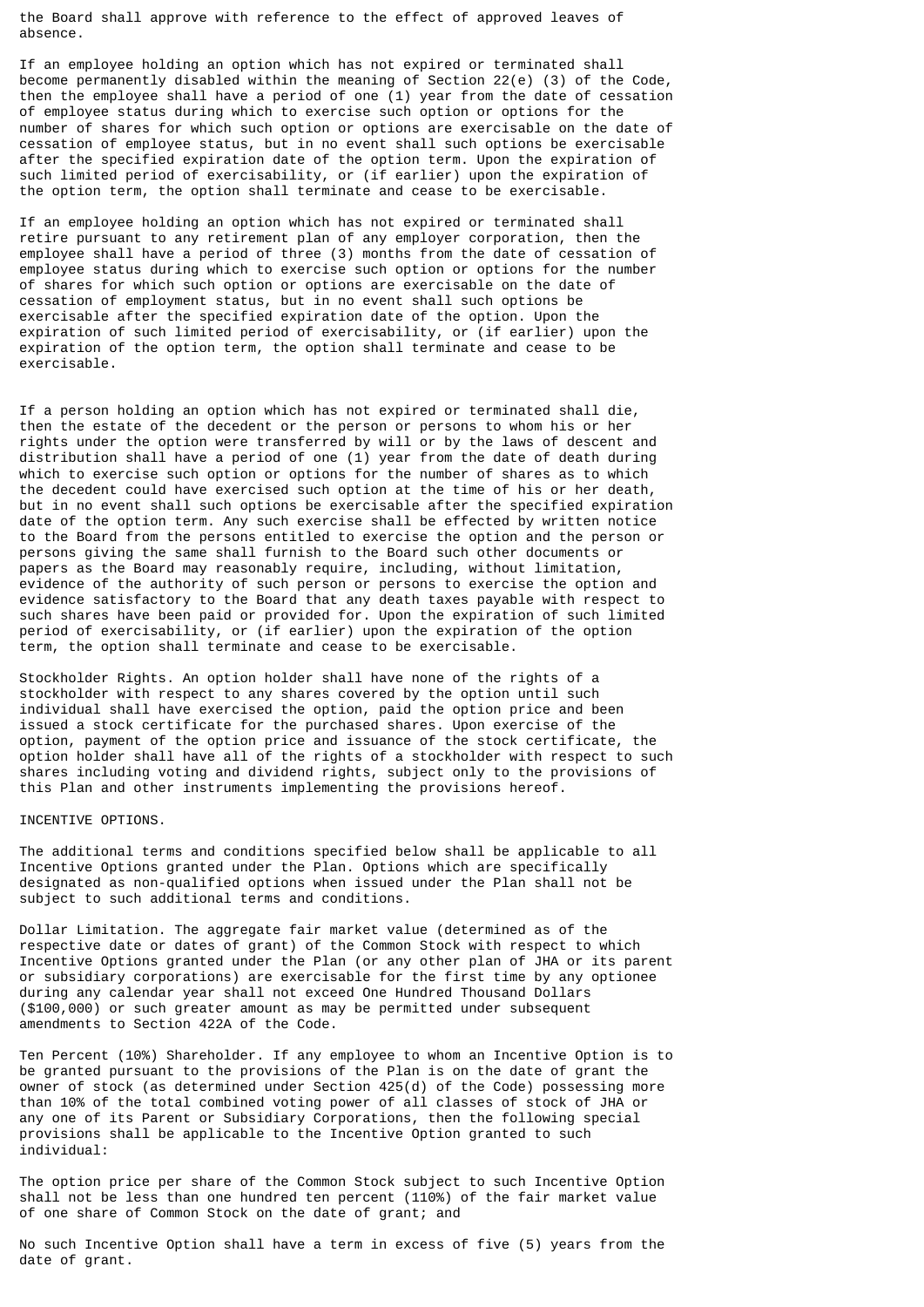the Board shall approve with reference to the effect of approved leaves of absence.

If an employee holding an option which has not expired or terminated shall become permanently disabled within the meaning of Section 22(e) (3) of the Code, then the employee shall have a period of one (1) year from the date of cessation of employee status during which to exercise such option or options for the number of shares for which such option or options are exercisable on the date of cessation of employee status, but in no event shall such options be exercisable after the specified expiration date of the option term. Upon the expiration of such limited period of exercisability, or (if earlier) upon the expiration of the option term, the option shall terminate and cease to be exercisable.

If an employee holding an option which has not expired or terminated shall retire pursuant to any retirement plan of any employer corporation, then the employee shall have a period of three (3) months from the date of cessation of employee status during which to exercise such option or options for the number of shares for which such option or options are exercisable on the date of cessation of employment status, but in no event shall such options be exercisable after the specified expiration date of the option. Upon the expiration of such limited period of exercisability, or (if earlier) upon the expiration of the option term, the option shall terminate and cease to be exercisable.

If a person holding an option which has not expired or terminated shall die, then the estate of the decedent or the person or persons to whom his or her rights under the option were transferred by will or by the laws of descent and distribution shall have a period of one (1) year from the date of death during which to exercise such option or options for the number of shares as to which the decedent could have exercised such option at the time of his or her death, but in no event shall such options be exercisable after the specified expiration date of the option term. Any such exercise shall be effected by written notice to the Board from the persons entitled to exercise the option and the person or persons giving the same shall furnish to the Board such other documents or papers as the Board may reasonably require, including, without limitation, evidence of the authority of such person or persons to exercise the option and evidence satisfactory to the Board that any death taxes payable with respect to such shares have been paid or provided for. Upon the expiration of such limited period of exercisability, or (if earlier) upon the expiration of the option term, the option shall terminate and cease to be exercisable.

Stockholder Rights. An option holder shall have none of the rights of a stockholder with respect to any shares covered by the option until such individual shall have exercised the option, paid the option price and been issued a stock certificate for the purchased shares. Upon exercise of the option, payment of the option price and issuance of the stock certificate, the option holder shall have all of the rights of a stockholder with respect to such shares including voting and dividend rights, subject only to the provisions of this Plan and other instruments implementing the provisions hereof.

INCENTIVE OPTIONS.

The additional terms and conditions specified below shall be applicable to all Incentive Options granted under the Plan. Options which are specifically designated as non-qualified options when issued under the Plan shall not be subject to such additional terms and conditions.

Dollar Limitation. The aggregate fair market value (determined as of the respective date or dates of grant) of the Common Stock with respect to which Incentive Options granted under the Plan (or any other plan of JHA or its parent or subsidiary corporations) are exercisable for the first time by any optionee during any calendar year shall not exceed One Hundred Thousand Dollars ($100,000) or such greater amount as may be permitted under subsequent amendments to Section 422A of the Code.

Ten Percent (10%) Shareholder. If any employee to whom an Incentive Option is to be granted pursuant to the provisions of the Plan is on the date of grant the owner of stock (as determined under Section 425(d) of the Code) possessing more than 10% of the total combined voting power of all classes of stock of JHA or any one of its Parent or Subsidiary Corporations, then the following special provisions shall be applicable to the Incentive Option granted to such individual:

The option price per share of the Common Stock subject to such Incentive Option shall not be less than one hundred ten percent (110%) of the fair market value of one share of Common Stock on the date of grant; and

No such Incentive Option shall have a term in excess of five (5) years from the date of grant.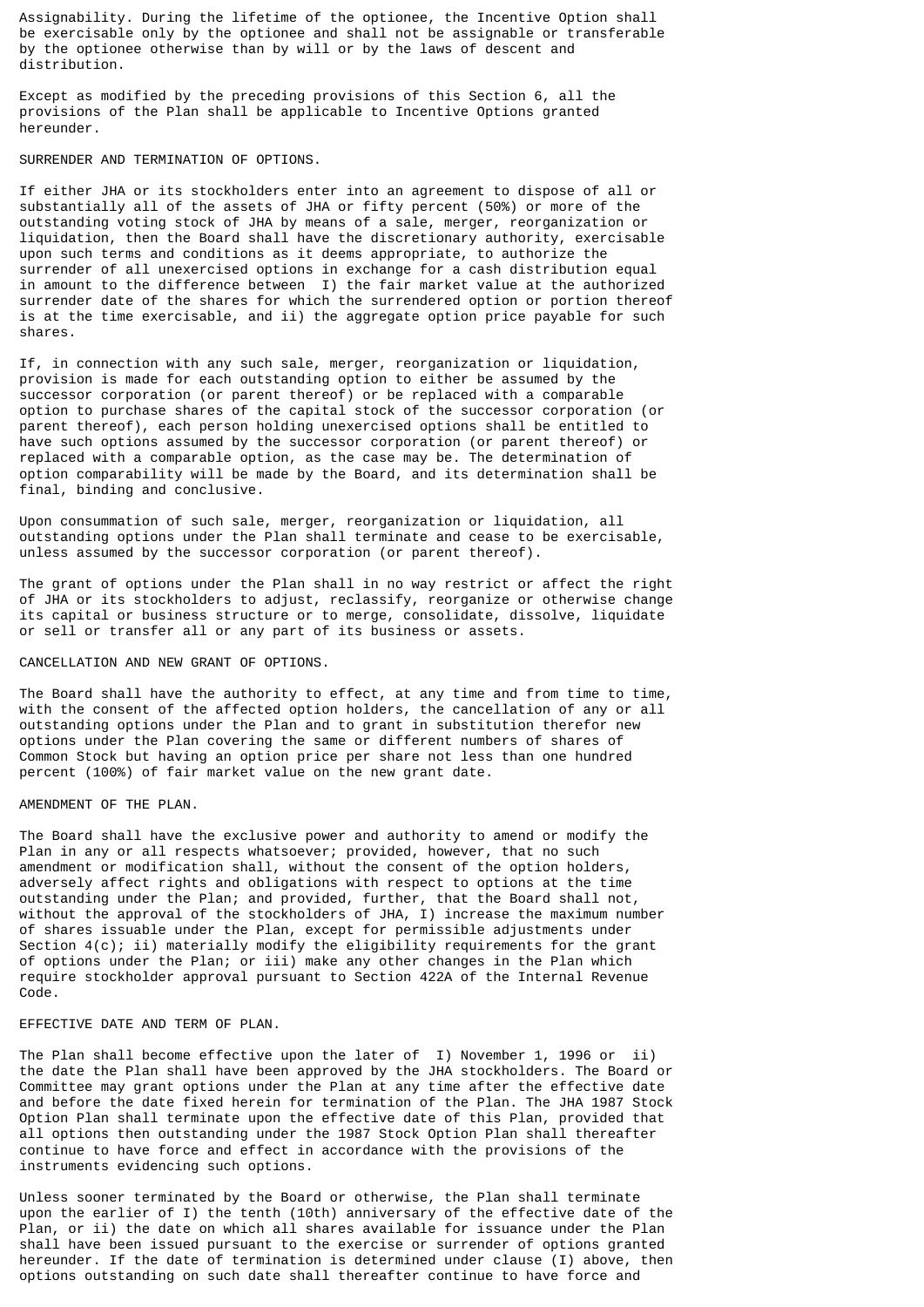Assignability. During the lifetime of the optionee, the Incentive Option shall be exercisable only by the optionee and shall not be assignable or transferable by the optionee otherwise than by will or by the laws of descent and distribution.

Except as modified by the preceding provisions of this Section 6, all the provisions of the Plan shall be applicable to Incentive Options granted hereunder.

## SURRENDER AND TERMINATION OF OPTIONS.

If either JHA or its stockholders enter into an agreement to dispose of all or substantially all of the assets of JHA or fifty percent (50%) or more of the outstanding voting stock of JHA by means of a sale, merger, reorganization or liquidation, then the Board shall have the discretionary authority, exercisable upon such terms and conditions as it deems appropriate, to authorize the surrender of all unexercised options in exchange for a cash distribution equal in amount to the difference between I) the fair market value at the authorized surrender date of the shares for which the surrendered option or portion thereof is at the time exercisable, and ii) the aggregate option price payable for such shares.

If, in connection with any such sale, merger, reorganization or liquidation, provision is made for each outstanding option to either be assumed by the successor corporation (or parent thereof) or be replaced with a comparable option to purchase shares of the capital stock of the successor corporation (or parent thereof), each person holding unexercised options shall be entitled to have such options assumed by the successor corporation (or parent thereof) or replaced with a comparable option, as the case may be. The determination of option comparability will be made by the Board, and its determination shall be final, binding and conclusive.

Upon consummation of such sale, merger, reorganization or liquidation, all outstanding options under the Plan shall terminate and cease to be exercisable, unless assumed by the successor corporation (or parent thereof).

The grant of options under the Plan shall in no way restrict or affect the right of JHA or its stockholders to adjust, reclassify, reorganize or otherwise change its capital or business structure or to merge, consolidate, dissolve, liquidate or sell or transfer all or any part of its business or assets.

## CANCELLATION AND NEW GRANT OF OPTIONS.

The Board shall have the authority to effect, at any time and from time to time, with the consent of the affected option holders, the cancellation of any or all outstanding options under the Plan and to grant in substitution therefor new options under the Plan covering the same or different numbers of shares of Common Stock but having an option price per share not less than one hundred percent (100%) of fair market value on the new grant date.

## AMENDMENT OF THE PLAN.

The Board shall have the exclusive power and authority to amend or modify the Plan in any or all respects whatsoever; provided, however, that no such amendment or modification shall, without the consent of the option holders, adversely affect rights and obligations with respect to options at the time outstanding under the Plan; and provided, further, that the Board shall not, without the approval of the stockholders of JHA, I) increase the maximum number of shares issuable under the Plan, except for permissible adjustments under Section 4(c); ii) materially modify the eligibility requirements for the grant of options under the Plan; or iii) make any other changes in the Plan which require stockholder approval pursuant to Section 422A of the Internal Revenue Code.

## EFFECTIVE DATE AND TERM OF PLAN.

The Plan shall become effective upon the later of I) November 1, 1996 or ii) the date the Plan shall have been approved by the JHA stockholders. The Board or Committee may grant options under the Plan at any time after the effective date and before the date fixed herein for termination of the Plan. The JHA 1987 Stock Option Plan shall terminate upon the effective date of this Plan, provided that all options then outstanding under the 1987 Stock Option Plan shall thereafter continue to have force and effect in accordance with the provisions of the instruments evidencing such options.

Unless sooner terminated by the Board or otherwise, the Plan shall terminate upon the earlier of I) the tenth (10th) anniversary of the effective date of the Plan, or ii) the date on which all shares available for issuance under the Plan shall have been issued pursuant to the exercise or surrender of options granted hereunder. If the date of termination is determined under clause (I) above, then options outstanding on such date shall thereafter continue to have force and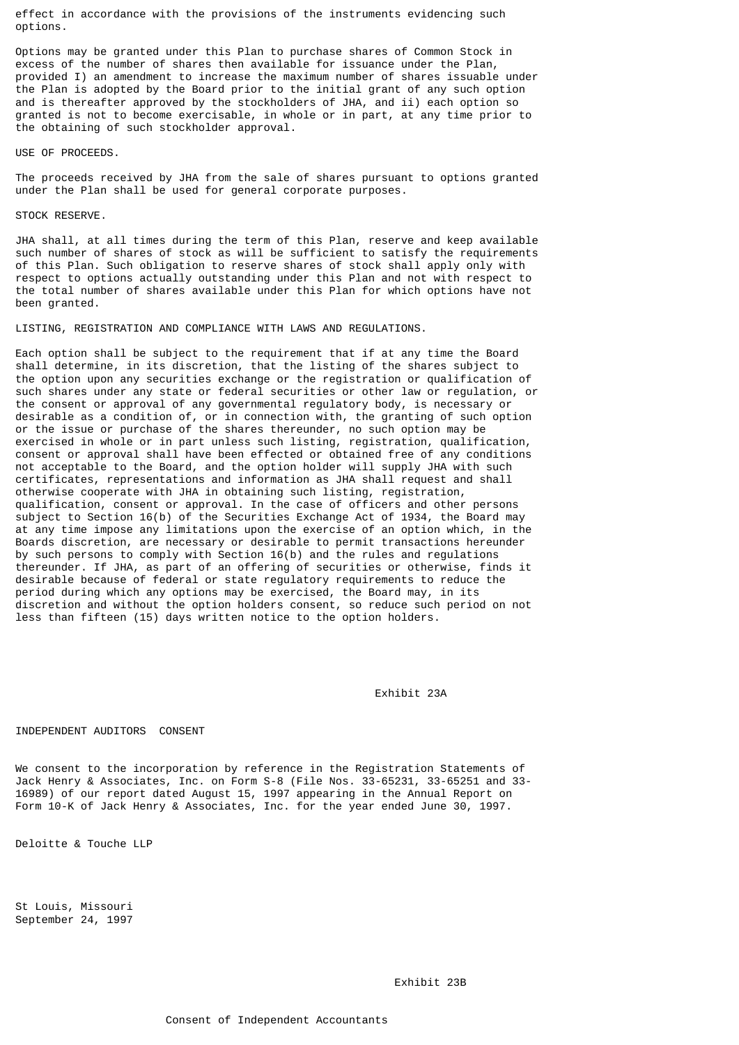effect in accordance with the provisions of the instruments evidencing such options.

Options may be granted under this Plan to purchase shares of Common Stock in excess of the number of shares then available for issuance under the Plan, provided I) an amendment to increase the maximum number of shares issuable under the Plan is adopted by the Board prior to the initial grant of any such option and is thereafter approved by the stockholders of JHA, and ii) each option so granted is not to become exercisable, in whole or in part, at any time prior to the obtaining of such stockholder approval.

USE OF PROCEEDS.

The proceeds received by JHA from the sale of shares pursuant to options granted under the Plan shall be used for general corporate purposes.

STOCK RESERVE.

JHA shall, at all times during the term of this Plan, reserve and keep available such number of shares of stock as will be sufficient to satisfy the requirements of this Plan. Such obligation to reserve shares of stock shall apply only with respect to options actually outstanding under this Plan and not with respect to the total number of shares available under this Plan for which options have not been granted.

LISTING, REGISTRATION AND COMPLIANCE WITH LAWS AND REGULATIONS.

Each option shall be subject to the requirement that if at any time the Board shall determine, in its discretion, that the listing of the shares subject to the option upon any securities exchange or the registration or qualification of such shares under any state or federal securities or other law or regulation, or the consent or approval of any governmental regulatory body, is necessary or desirable as a condition of, or in connection with, the granting of such option or the issue or purchase of the shares thereunder, no such option may be exercised in whole or in part unless such listing, registration, qualification, consent or approval shall have been effected or obtained free of any conditions not acceptable to the Board, and the option holder will supply JHA with such certificates, representations and information as JHA shall request and shall otherwise cooperate with JHA in obtaining such listing, registration, qualification, consent or approval. In the case of officers and other persons subject to Section 16(b) of the Securities Exchange Act of 1934, the Board may at any time impose any limitations upon the exercise of an option which, in the Boards discretion, are necessary or desirable to permit transactions hereunder by such persons to comply with Section 16(b) and the rules and regulations thereunder. If JHA, as part of an offering of securities or otherwise, finds it desirable because of federal or state regulatory requirements to reduce the period during which any options may be exercised, the Board may, in its discretion and without the option holders consent, so reduce such period on not less than fifteen (15) days written notice to the option holders.

Exhibit 23A

INDEPENDENT AUDITORS CONSENT

We consent to the incorporation by reference in the Registration Statements of Jack Henry & Associates, Inc. on Form S-8 (File Nos. 33-65231, 33-65251 and 33-16989) of our report dated August 15, 1997 appearing in the Annual Report on Form 10-K of Jack Henry & Associates, Inc. for the year ended June 30, 1997.

Deloitte & Touche LLP

St Louis, Missouri
September 24, 1997

Exhibit 23B

Consent of Independent Accountants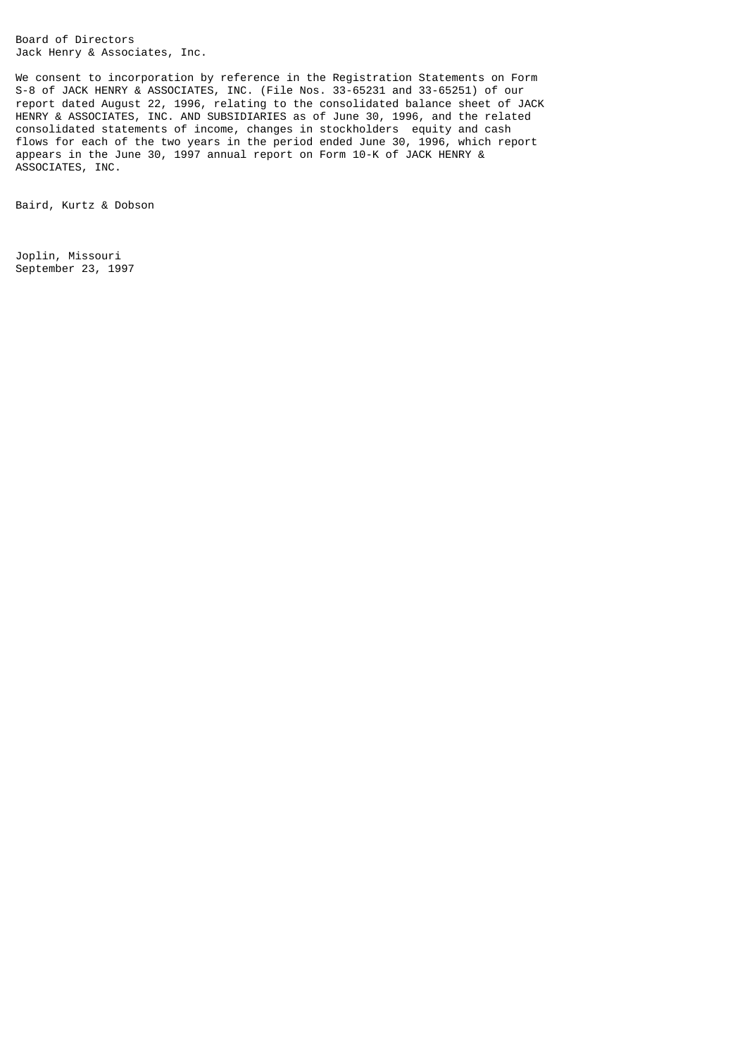Board of Directors
Jack Henry & Associates, Inc.

We consent to incorporation by reference in the Registration Statements on Form S-8 of JACK HENRY & ASSOCIATES, INC. (File Nos. 33-65231 and 33-65251) of our report dated August 22, 1996, relating to the consolidated balance sheet of JACK HENRY & ASSOCIATES, INC. AND SUBSIDIARIES as of June 30, 1996, and the related consolidated statements of income, changes in stockholders equity and cash flows for each of the two years in the period ended June 30, 1996, which report appears in the June 30, 1997 annual report on Form 10-K of JACK HENRY & ASSOCIATES, INC.

Baird, Kurtz & Dobson

Joplin, Missouri
September 23, 1997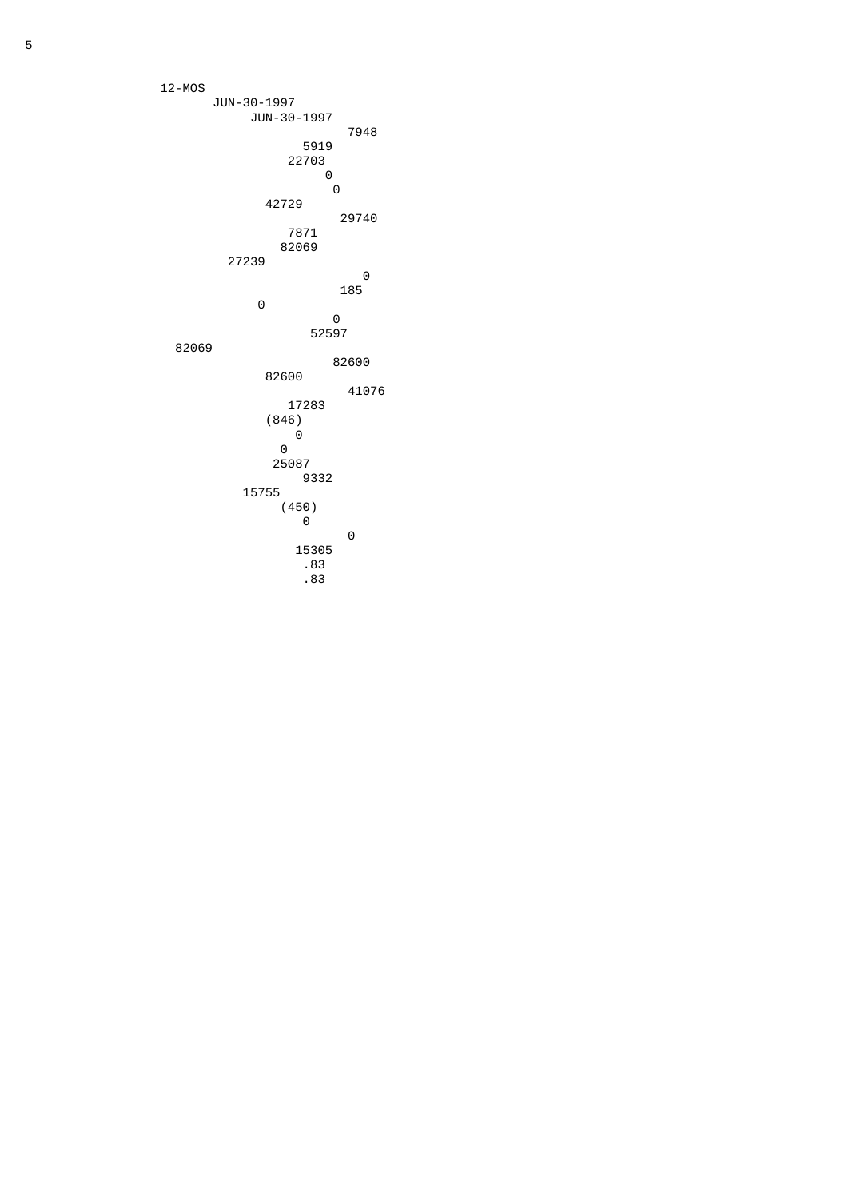12-MOS
JUN-30-1997
JUN-30-1997
7948
5919
22703
0
0
42729
29740
7871
82069
27239
0
185
0
0
52597
82069
82600
82600
41076
17283
(846)
0
0
25087
9332
15755
(450)
0
0
15305
.83
.83